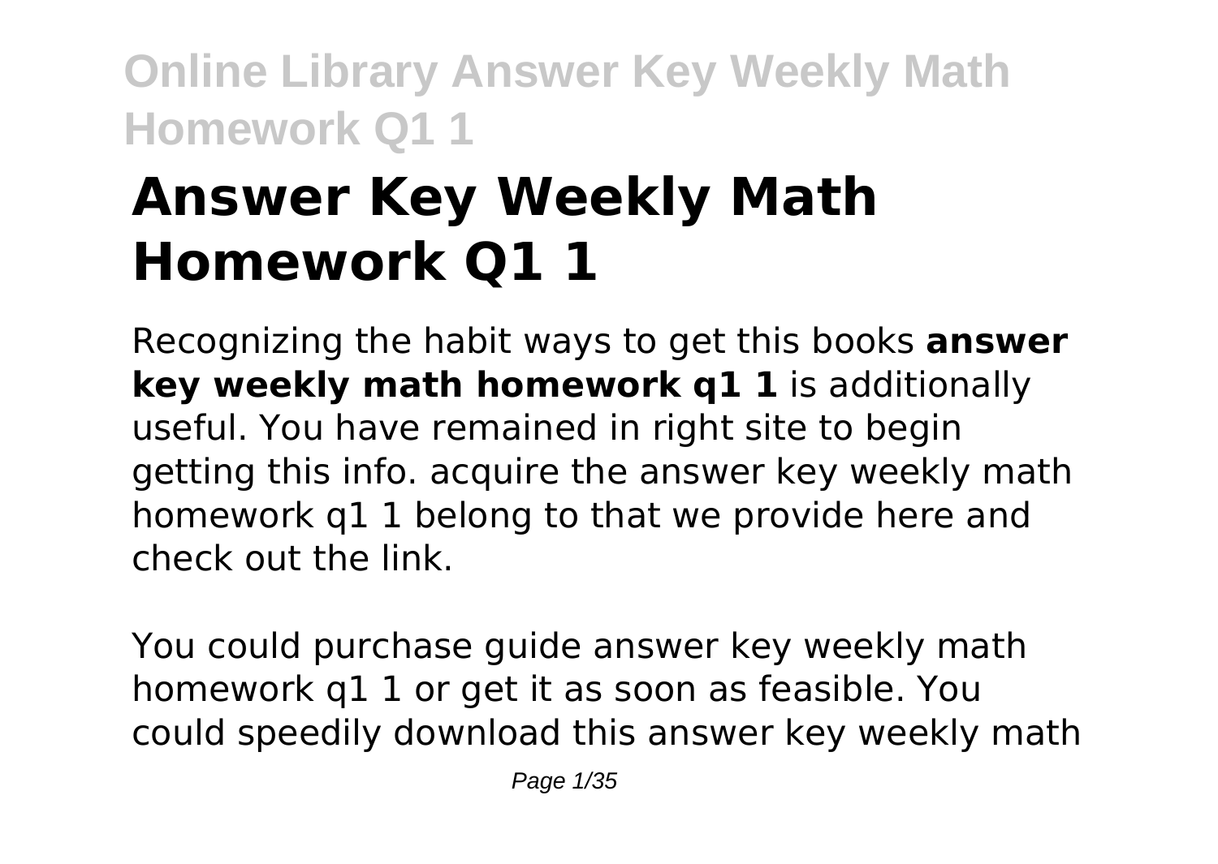# Answer Key Weekly Math Homework Q1 1

Recognizing the habit ways to get this books **answer key weekly math homework q1 1** is additionally useful. You have remained in right site to begin getting this info. acquire the answer key weekly math homework q1 1 belong to that we provide here and check out the link.

You could purchase guide answer key weekly math homework q1 1 or get it as soon as feasible. You could speedily download this answer key weekly math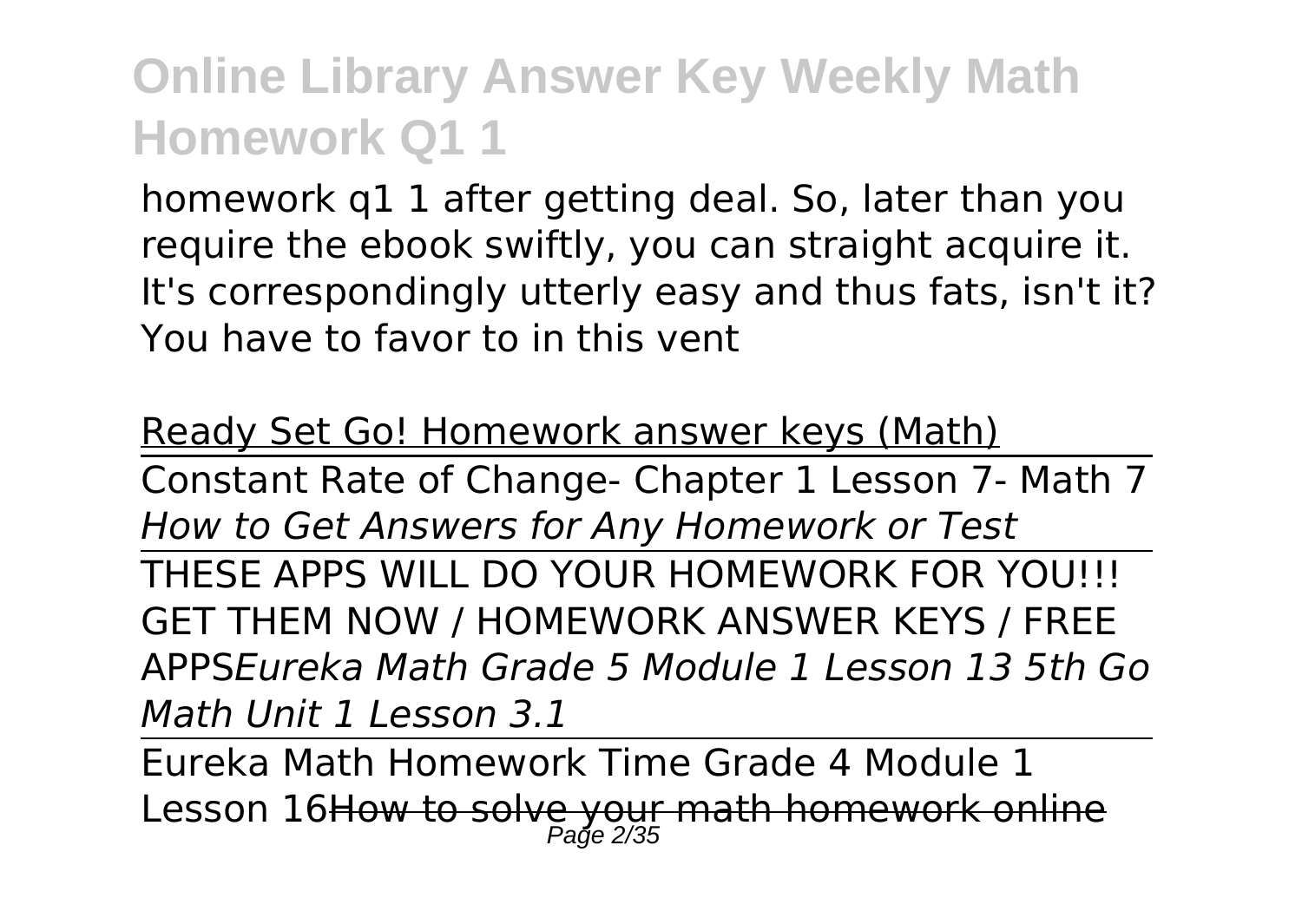homework q1 1 after getting deal. So, later than you require the ebook swiftly, you can straight acquire it. It's correspondingly utterly easy and thus fats, isn't it? You have to favor to in this vent

Ready Set Go! Homework answer keys (Math)

Constant Rate of Change- Chapter 1 Lesson 7- Math 7

*How to Get Answers for Any Homework or Test*

THESE APPS WILL DO YOUR HOMEWORK FOR YOU!!! GET THEM NOW / HOMEWORK ANSWER KEYS / FREE APPS*Eureka Math Grade 5 Module 1 Lesson 13 5th Go Math Unit 1 Lesson 3.1*

Eureka Math Homework Time Grade 4 Module 1 Lesson 16How to solve your math homework online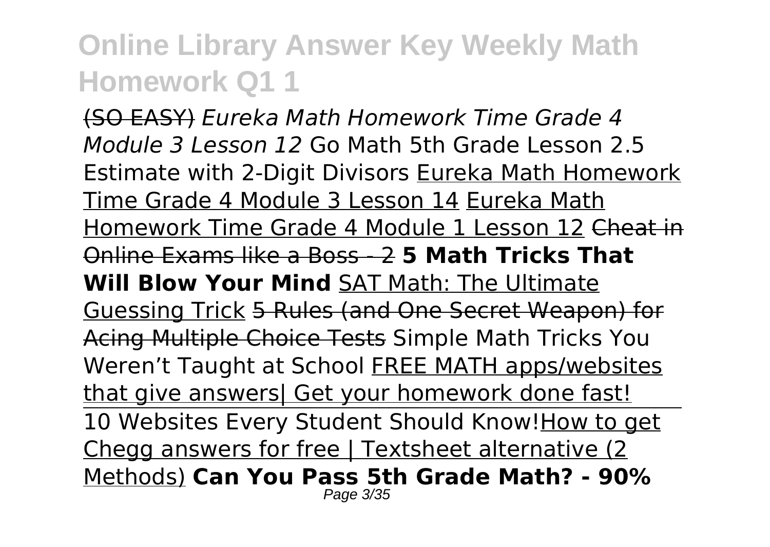~~(SO EASY)~~ *Eureka Math Homework Time Grade 4 Module 3 Lesson 12* Go Math 5th Grade Lesson 2.5 Estimate with 2-Digit Divisors Eureka Math Homework Time Grade 4 Module 3 Lesson 14 Eureka Math Homework Time Grade 4 Module 1 Lesson 12 ~~Cheat in Online Exams like a Boss - 2~~ **5 Math Tricks That Will Blow Your Mind** SAT Math: The Ultimate Guessing Trick ~~5 Rules (and One Secret Weapon) for Acing Multiple Choice Tests~~ Simple Math Tricks You Weren't Taught at School FREE MATH apps/websites that give answers| Get your homework done fast!

10 Websites Every Student Should Know!How to get Chegg answers for free | Textsheet alternative (2 Methods) **Can You Pass 5th Grade Math? - 90%**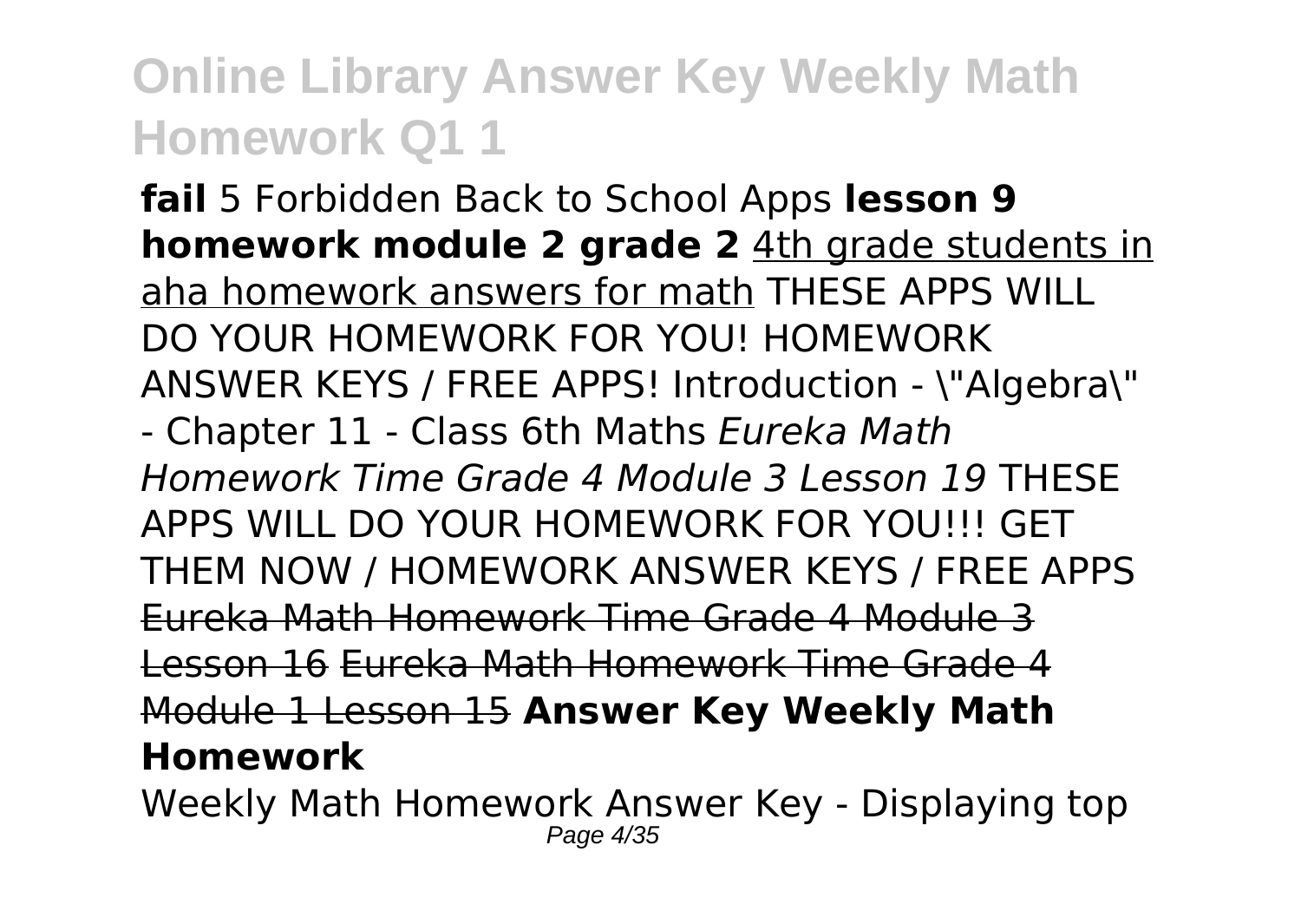**fail** 5 Forbidden Back to School Apps **lesson 9 homework module 2 grade 2** 4th grade students in aha homework answers for math THESE APPS WILL DO YOUR HOMEWORK FOR YOU! HOMEWORK ANSWER KEYS / FREE APPS! Introduction - \"Algebra\" - Chapter 11 - Class 6th Maths *Eureka Math Homework Time Grade 4 Module 3 Lesson 19* THESE APPS WILL DO YOUR HOMEWORK FOR YOU!!! GET THEM NOW / HOMEWORK ANSWER KEYS / FREE APPS ~~Eureka Math Homework Time Grade 4 Module 3 Lesson 16~~ ~~Eureka Math Homework Time Grade 4 Module 1 Lesson 15~~ **Answer Key Weekly Math Homework**

Weekly Math Homework Answer Key - Displaying top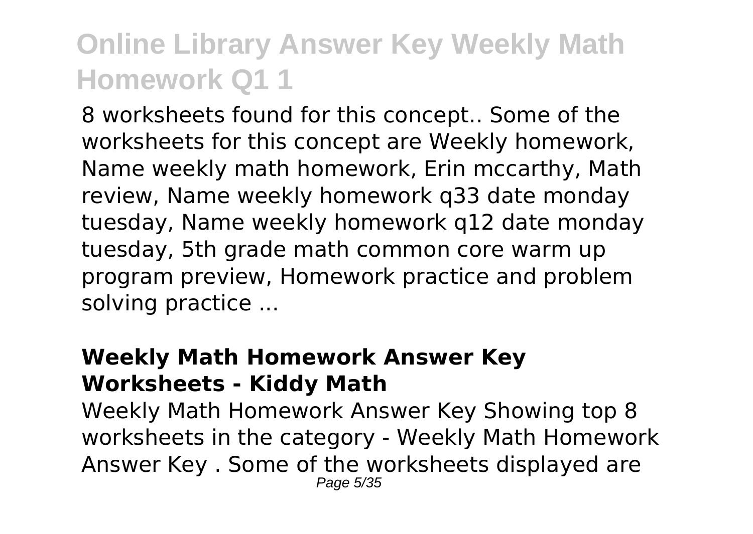8 worksheets found for this concept.. Some of the worksheets for this concept are Weekly homework, Name weekly math homework, Erin mccarthy, Math review, Name weekly homework q33 date monday tuesday, Name weekly homework q12 date monday tuesday, 5th grade math common core warm up program preview, Homework practice and problem solving practice ...

### Weekly Math Homework Answer Key Worksheets - Kiddy Math

Weekly Math Homework Answer Key Showing top 8 worksheets in the category - Weekly Math Homework Answer Key . Some of the worksheets displayed are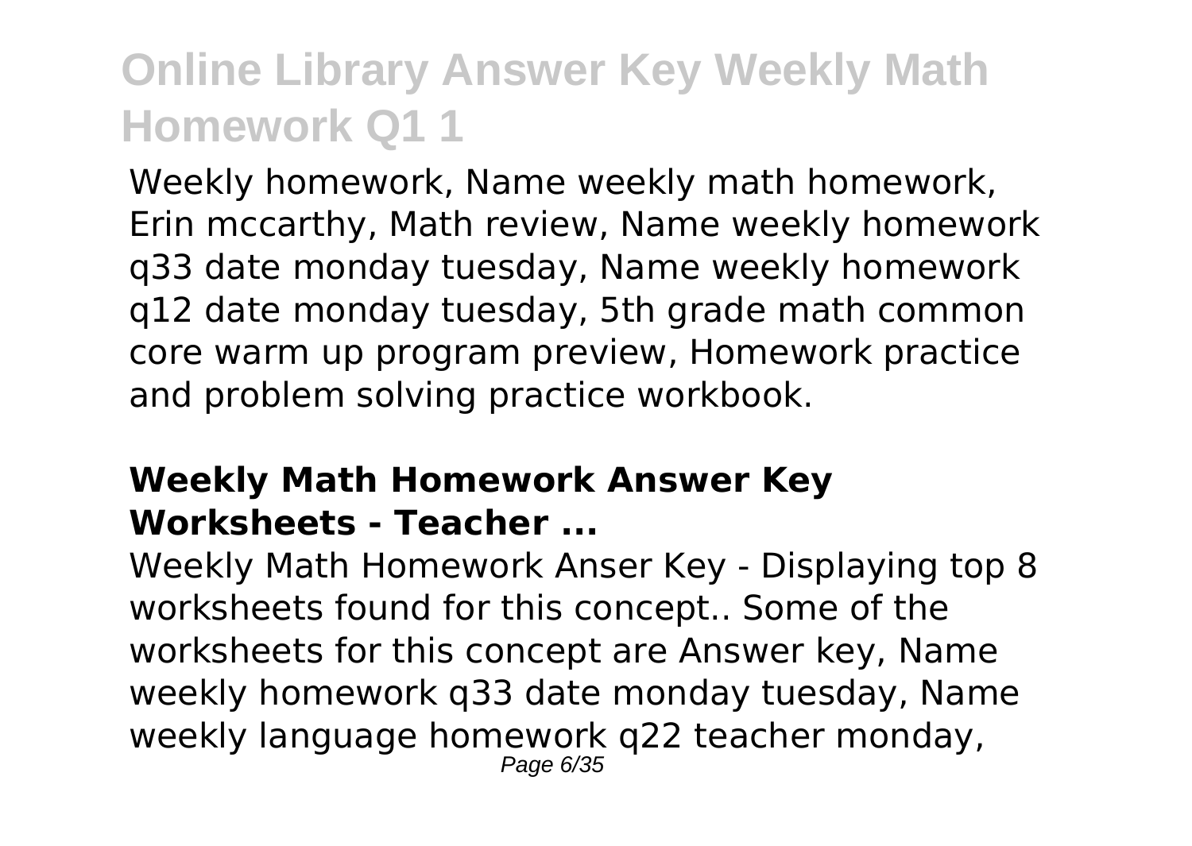Weekly homework, Name weekly math homework, Erin mccarthy, Math review, Name weekly homework q33 date monday tuesday, Name weekly homework q12 date monday tuesday, 5th grade math common core warm up program preview, Homework practice and problem solving practice workbook.

### **Weekly Math Homework Answer Key Worksheets - Teacher ...**

Weekly Math Homework Anser Key - Displaying top 8 worksheets found for this concept.. Some of the worksheets for this concept are Answer key, Name weekly homework q33 date monday tuesday, Name weekly language homework q22 teacher monday,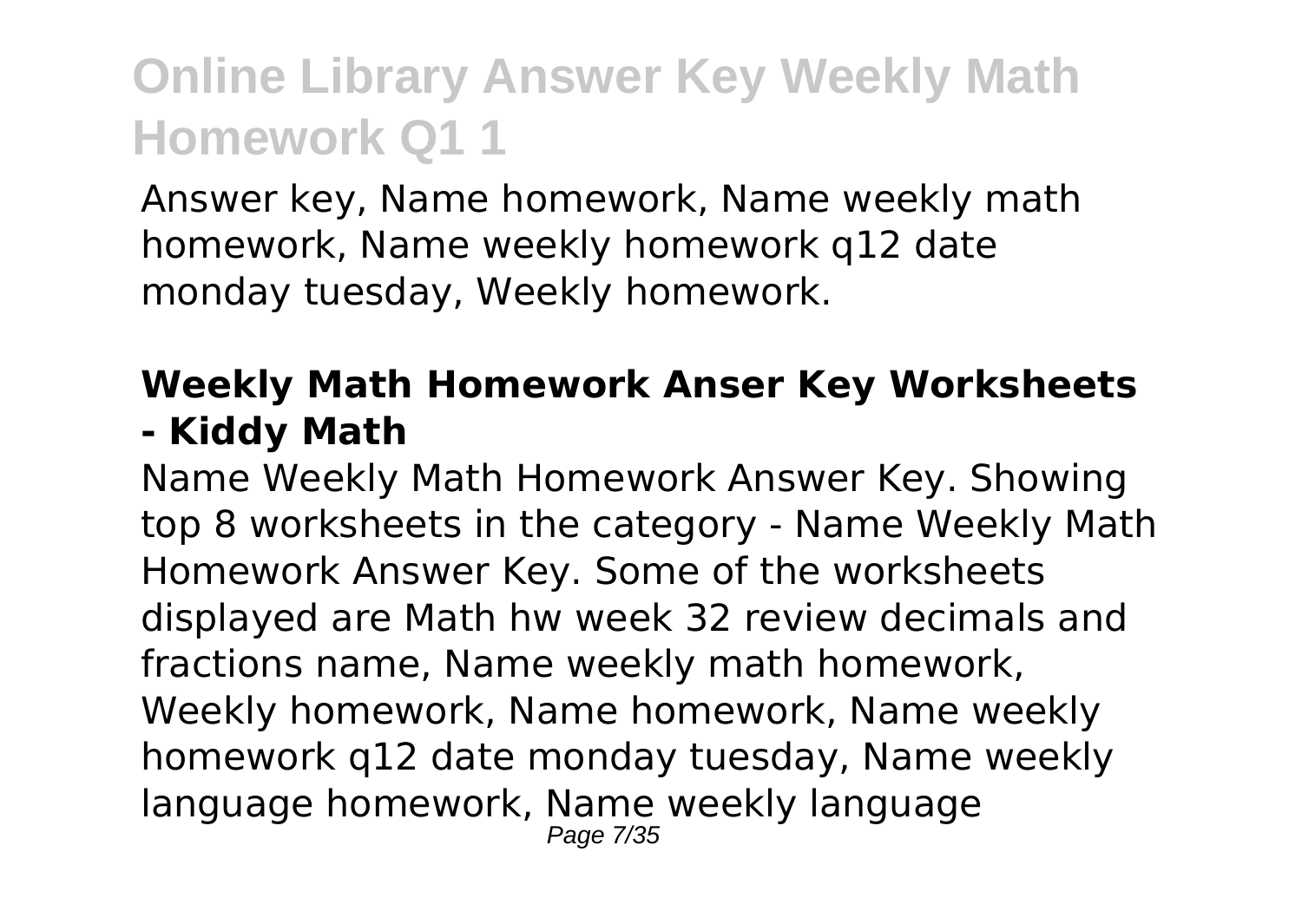Answer key, Name homework, Name weekly math homework, Name weekly homework q12 date monday tuesday, Weekly homework.

## Weekly Math Homework Anser Key Worksheets - Kiddy Math

Name Weekly Math Homework Answer Key. Showing top 8 worksheets in the category - Name Weekly Math Homework Answer Key. Some of the worksheets displayed are Math hw week 32 review decimals and fractions name, Name weekly math homework, Weekly homework, Name homework, Name weekly homework q12 date monday tuesday, Name weekly language homework, Name weekly language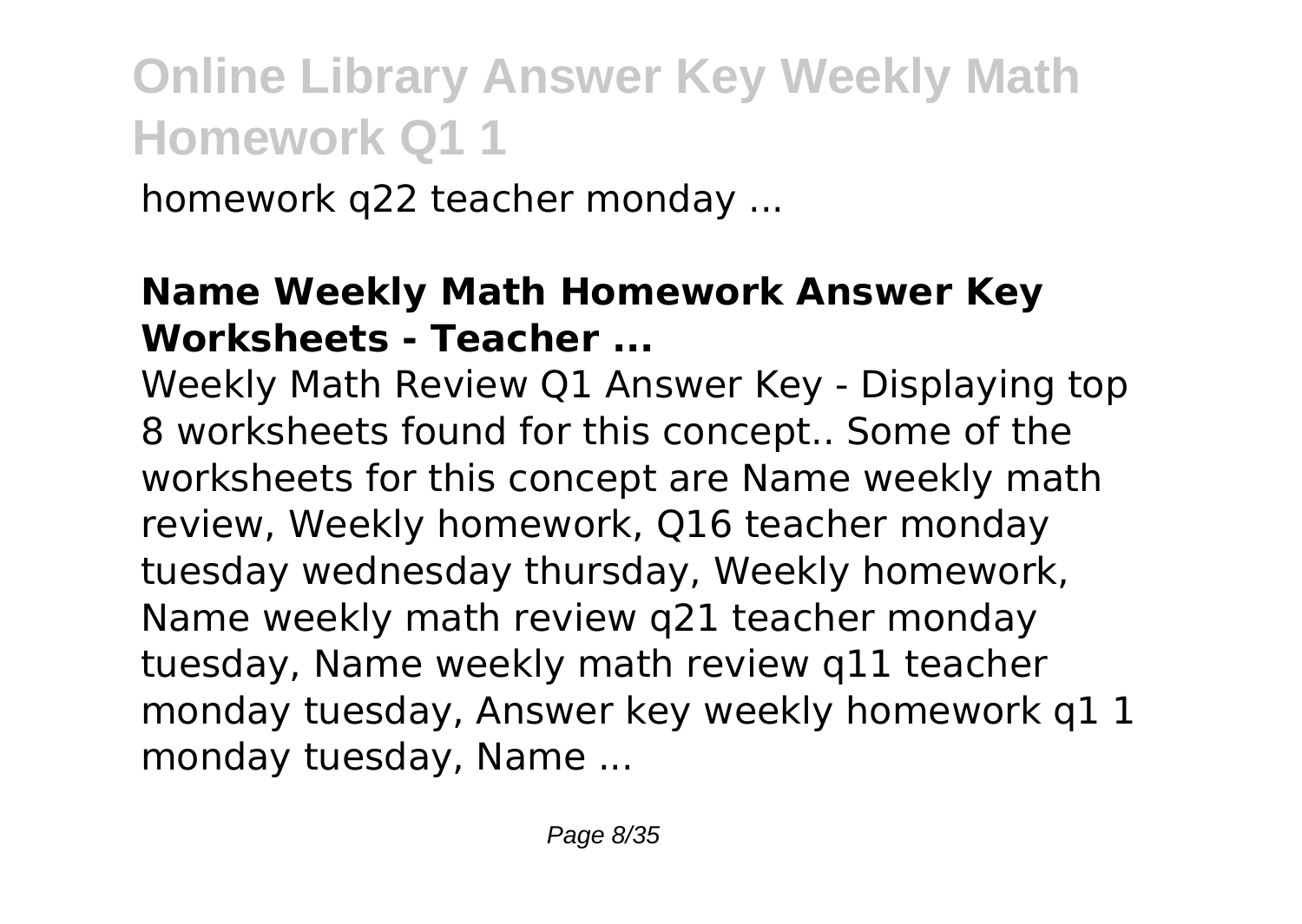homework q22 teacher monday ...

### **Name Weekly Math Homework Answer Key Worksheets - Teacher ...**

Weekly Math Review Q1 Answer Key - Displaying top 8 worksheets found for this concept.. Some of the worksheets for this concept are Name weekly math review, Weekly homework, Q16 teacher monday tuesday wednesday thursday, Weekly homework, Name weekly math review q21 teacher monday tuesday, Name weekly math review q11 teacher monday tuesday, Answer key weekly homework q1 1 monday tuesday, Name ...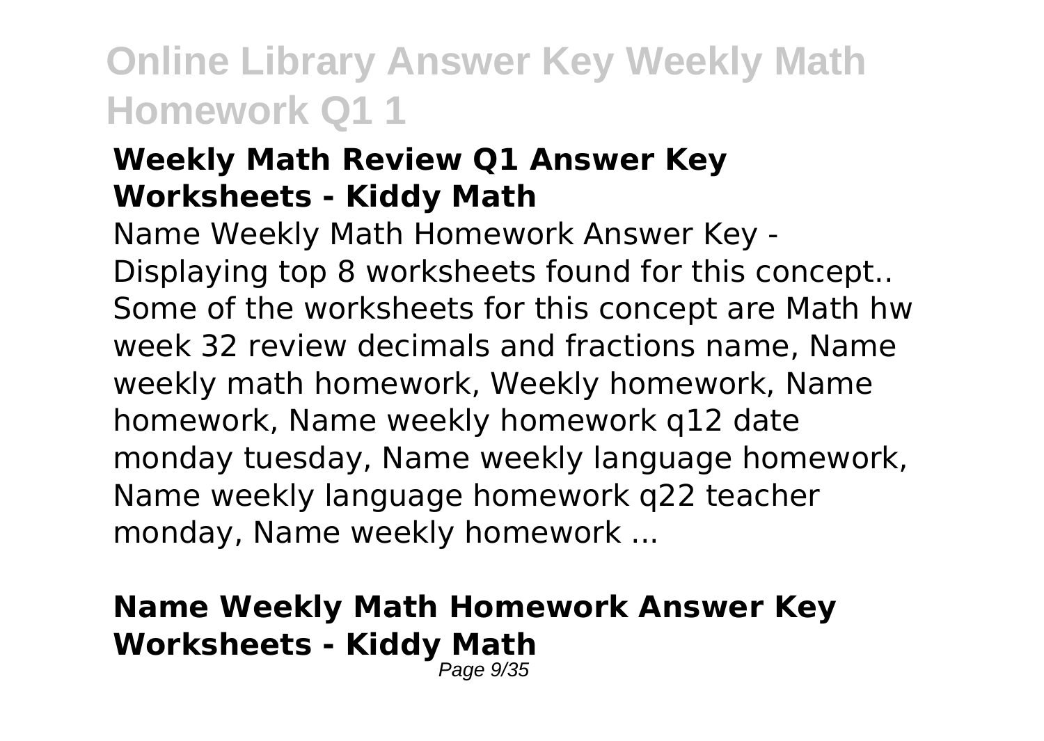### Weekly Math Review Q1 Answer Key Worksheets - Kiddy Math

Name Weekly Math Homework Answer Key - Displaying top 8 worksheets found for this concept.. Some of the worksheets for this concept are Math hw week 32 review decimals and fractions name, Name weekly math homework, Weekly homework, Name homework, Name weekly homework q12 date monday tuesday, Name weekly language homework, Name weekly language homework q22 teacher monday, Name weekly homework ...

### Name Weekly Math Homework Answer Key Worksheets - Kiddy Math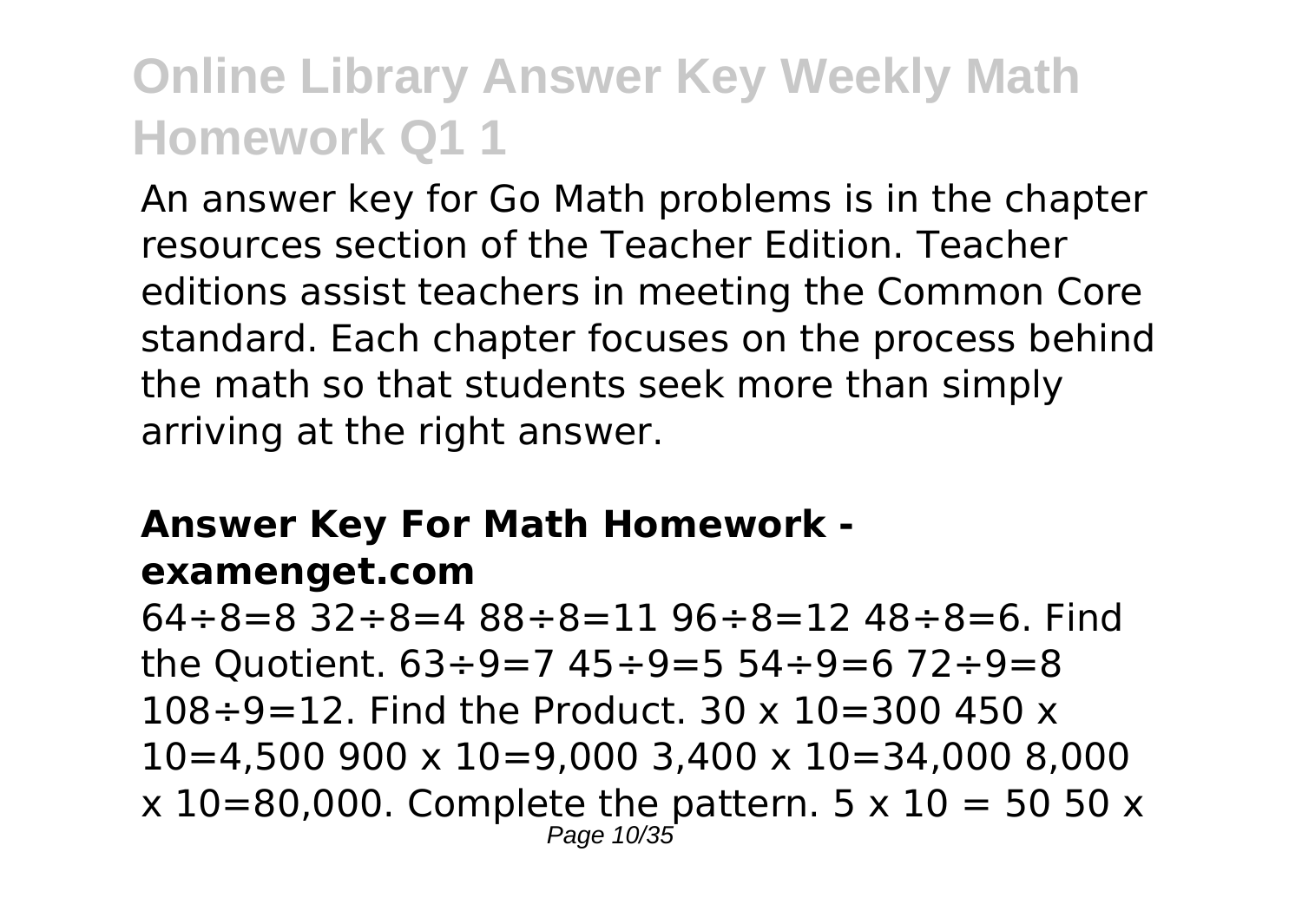An answer key for Go Math problems is in the chapter resources section of the Teacher Edition. Teacher editions assist teachers in meeting the Common Core standard. Each chapter focuses on the process behind the math so that students seek more than simply arriving at the right answer.

### Answer Key For Math Homework - examenget.com

64÷8=8 32÷8=4 88÷8=11 96÷8=12 48÷8=6. Find the Quotient. 63÷9=7 45÷9=5 54÷9=6 72÷9=8 108÷9=12. Find the Product. 30 x 10=300 450 x 10=4,500 900 x 10=9,000 3,400 x 10=34,000 8,000 x 10=80,000. Complete the pattern. 5 x 10 = 50 50 x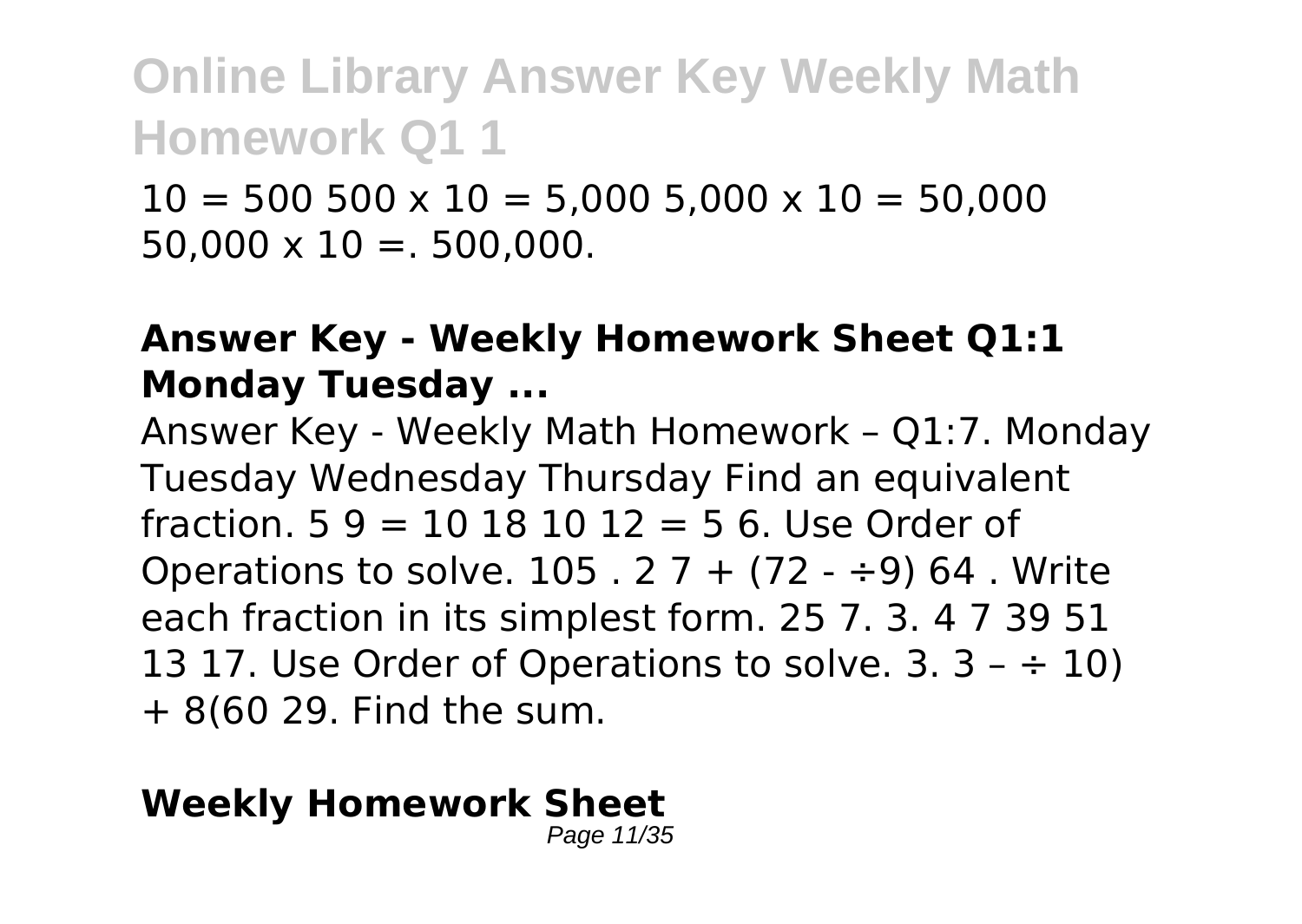10 = 500 500 x 10 = 5,000 5,000 x 10 = 50,000 50,000 x 10 =. 500,000.

### Answer Key - Weekly Homework Sheet Q1:1 Monday Tuesday ...

Answer Key - Weekly Math Homework – Q1:7. Monday Tuesday Wednesday Thursday Find an equivalent fraction. 5 9 = 10 18 10 12 = 5 6. Use Order of Operations to solve. 105 . 2 7 + (72 - ÷9) 64 . Write each fraction in its simplest form. 25 7. 3. 4 7 39 51 13 17. Use Order of Operations to solve. 3. 3 – ÷ 10) + 8(60 29. Find the sum.

### Weekly Homework Sheet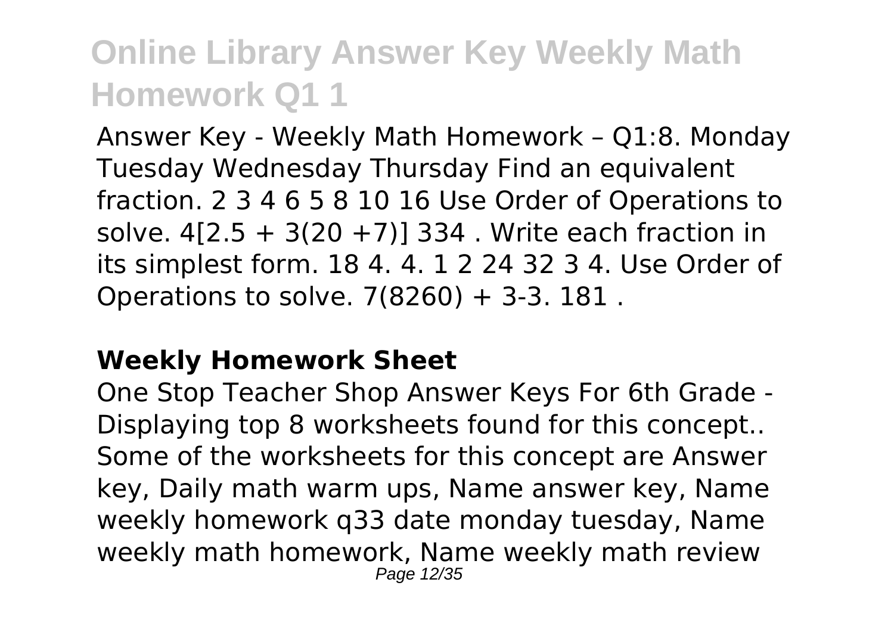Answer Key - Weekly Math Homework – Q1:8. Monday Tuesday Wednesday Thursday Find an equivalent fraction. 2 3 4 6 5 8 10 16 Use Order of Operations to solve. $4[2.5 + 3(20 + 7)]$ 334 . Write each fraction in its simplest form. 18 4. 4. 1 2 24 32 3 4. Use Order of Operations to solve. $7(8260) + 3\text{-}3$. 181 .

### **Weekly Homework Sheet**

One Stop Teacher Shop Answer Keys For 6th Grade - Displaying top 8 worksheets found for this concept.. Some of the worksheets for this concept are Answer key, Daily math warm ups, Name answer key, Name weekly homework q33 date monday tuesday, Name weekly math homework, Name weekly math review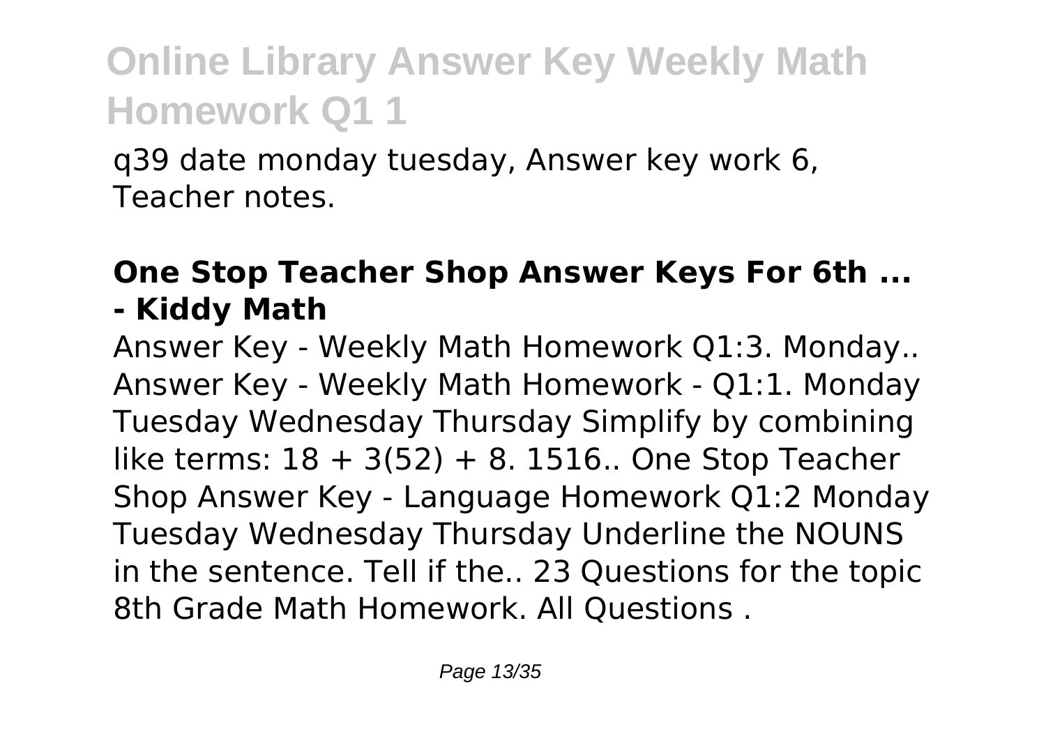q39 date monday tuesday, Answer key work 6, Teacher notes.

## One Stop Teacher Shop Answer Keys For 6th ... - Kiddy Math

Answer Key - Weekly Math Homework Q1:3. Monday.. Answer Key - Weekly Math Homework - Q1:1. Monday Tuesday Wednesday Thursday Simplify by combining like terms: $18 + 3(52) + 8$. 1516.. One Stop Teacher Shop Answer Key - Language Homework Q1:2 Monday Tuesday Wednesday Thursday Underline the NOUNS in the sentence. Tell if the.. 23 Questions for the topic 8th Grade Math Homework. All Questions .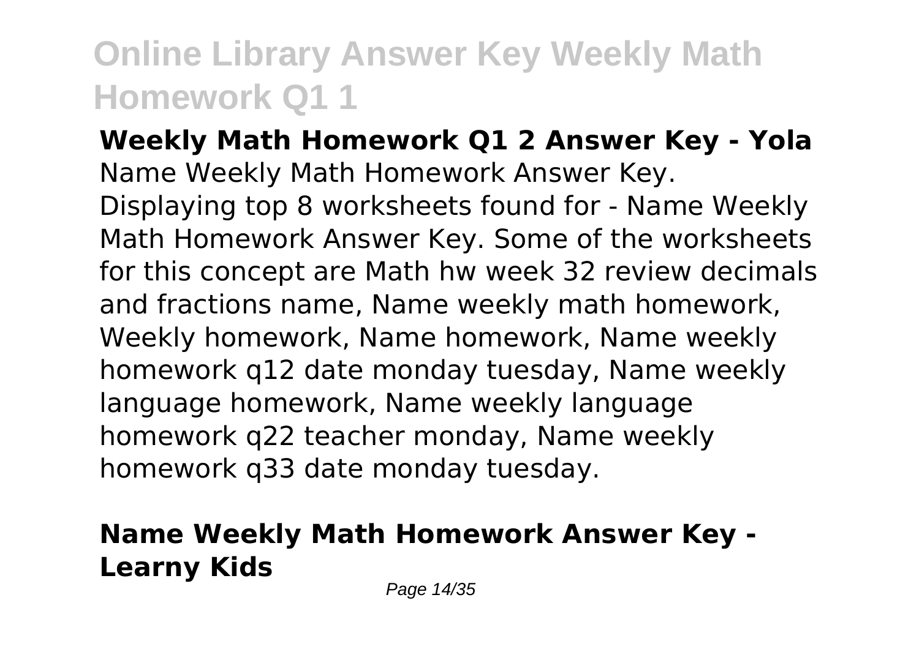**Weekly Math Homework Q1 2 Answer Key - Yola**

Name Weekly Math Homework Answer Key. Displaying top 8 worksheets found for - Name Weekly Math Homework Answer Key. Some of the worksheets for this concept are Math hw week 32 review decimals and fractions name, Name weekly math homework, Weekly homework, Name homework, Name weekly homework q12 date monday tuesday, Name weekly language homework, Name weekly language homework q22 teacher monday, Name weekly homework q33 date monday tuesday.

**Name Weekly Math Homework Answer Key - Learny Kids**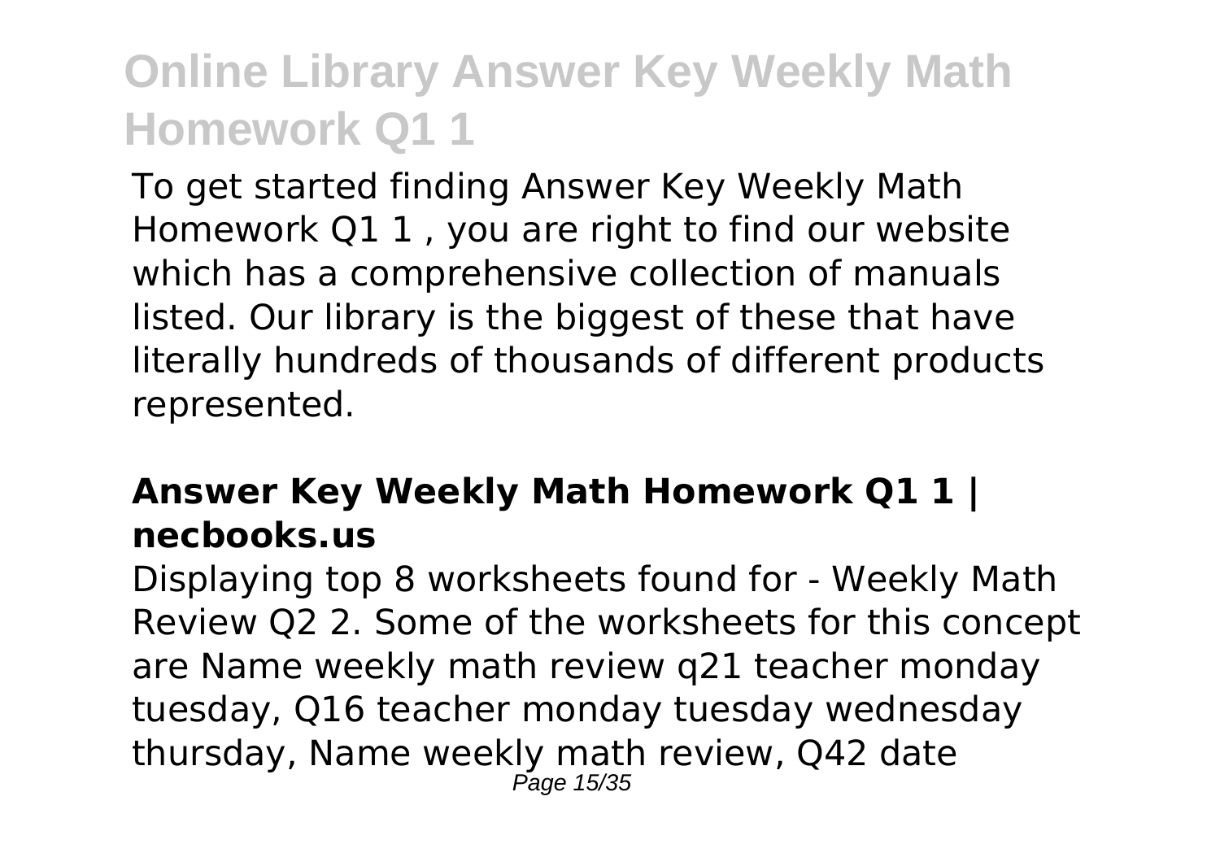To get started finding Answer Key Weekly Math Homework Q1 1 , you are right to find our website which has a comprehensive collection of manuals listed. Our library is the biggest of these that have literally hundreds of thousands of different products represented.

### Answer Key Weekly Math Homework Q1 1 | necbooks.us

Displaying top 8 worksheets found for - Weekly Math Review Q2 2. Some of the worksheets for this concept are Name weekly math review q21 teacher monday tuesday, Q16 teacher monday tuesday wednesday thursday, Name weekly math review, Q42 date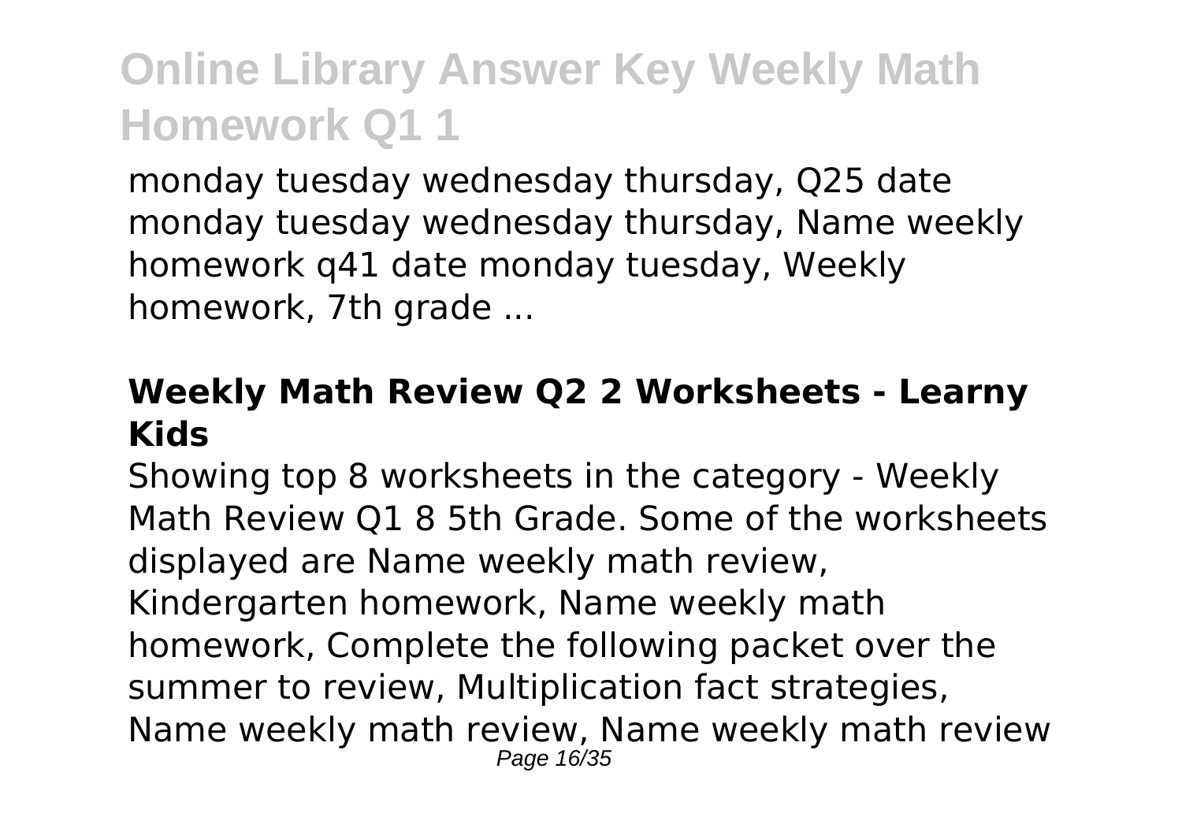monday tuesday wednesday thursday, Q25 date monday tuesday wednesday thursday, Name weekly homework q41 date monday tuesday, Weekly homework, 7th grade ...

### **Weekly Math Review Q2 2 Worksheets - Learny Kids**

Showing top 8 worksheets in the category - Weekly Math Review Q1 8 5th Grade. Some of the worksheets displayed are Name weekly math review, Kindergarten homework, Name weekly math homework, Complete the following packet over the summer to review, Multiplication fact strategies, Name weekly math review, Name weekly math review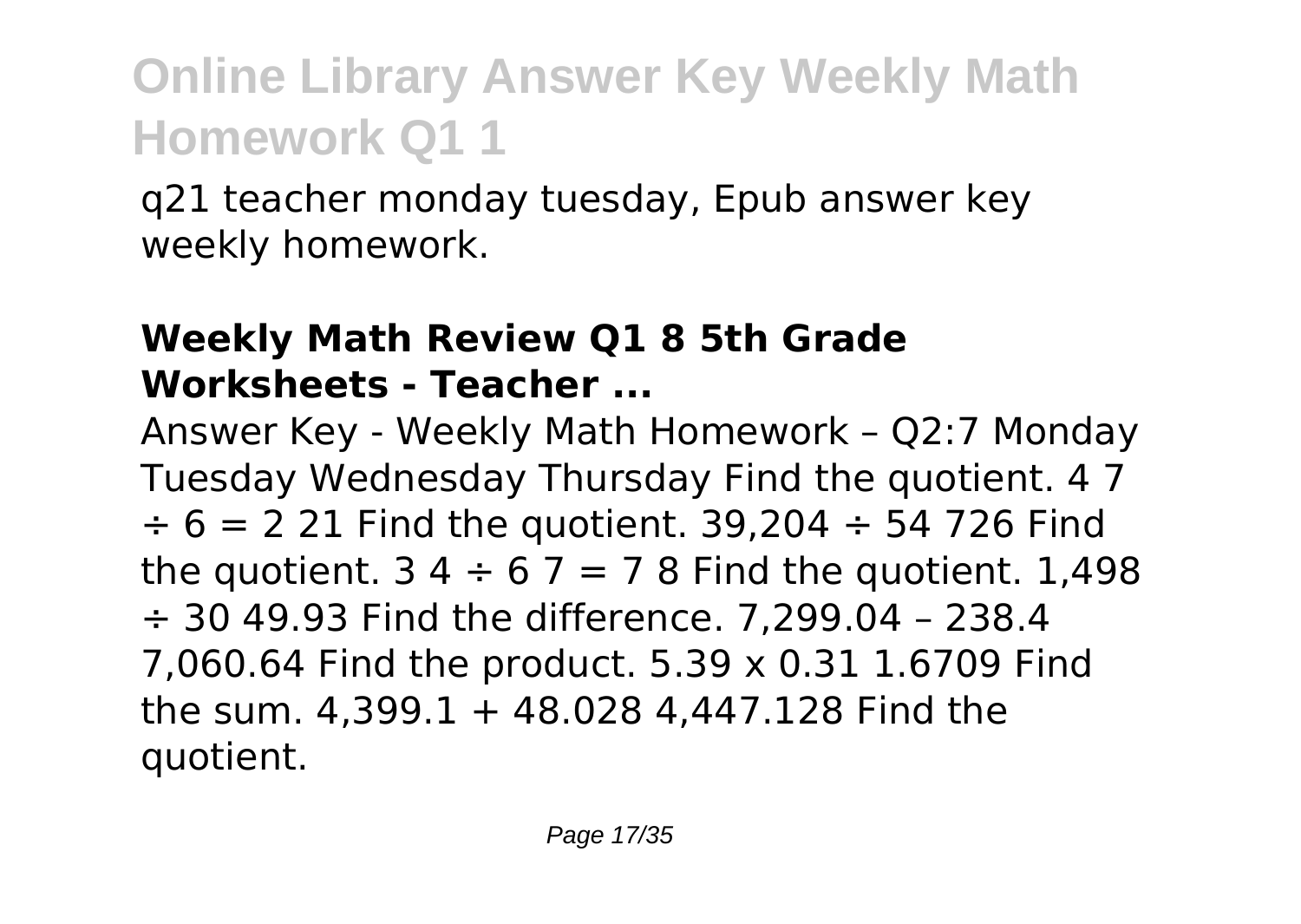q21 teacher monday tuesday, Epub answer key weekly homework.

### Weekly Math Review Q1 8 5th Grade Worksheets - Teacher ...

Answer Key - Weekly Math Homework – Q2:7 Monday Tuesday Wednesday Thursday Find the quotient. 4 7 ÷ 6 = 2 21 Find the quotient. 39,204 ÷ 54 726 Find the quotient. 3 4 ÷ 6 7 = 7 8 Find the quotient. 1,498 ÷ 30 49.93 Find the difference. 7,299.04 – 238.4 7,060.64 Find the product. 5.39 x 0.31 1.6709 Find the sum. 4,399.1 + 48.028 4,447.128 Find the quotient.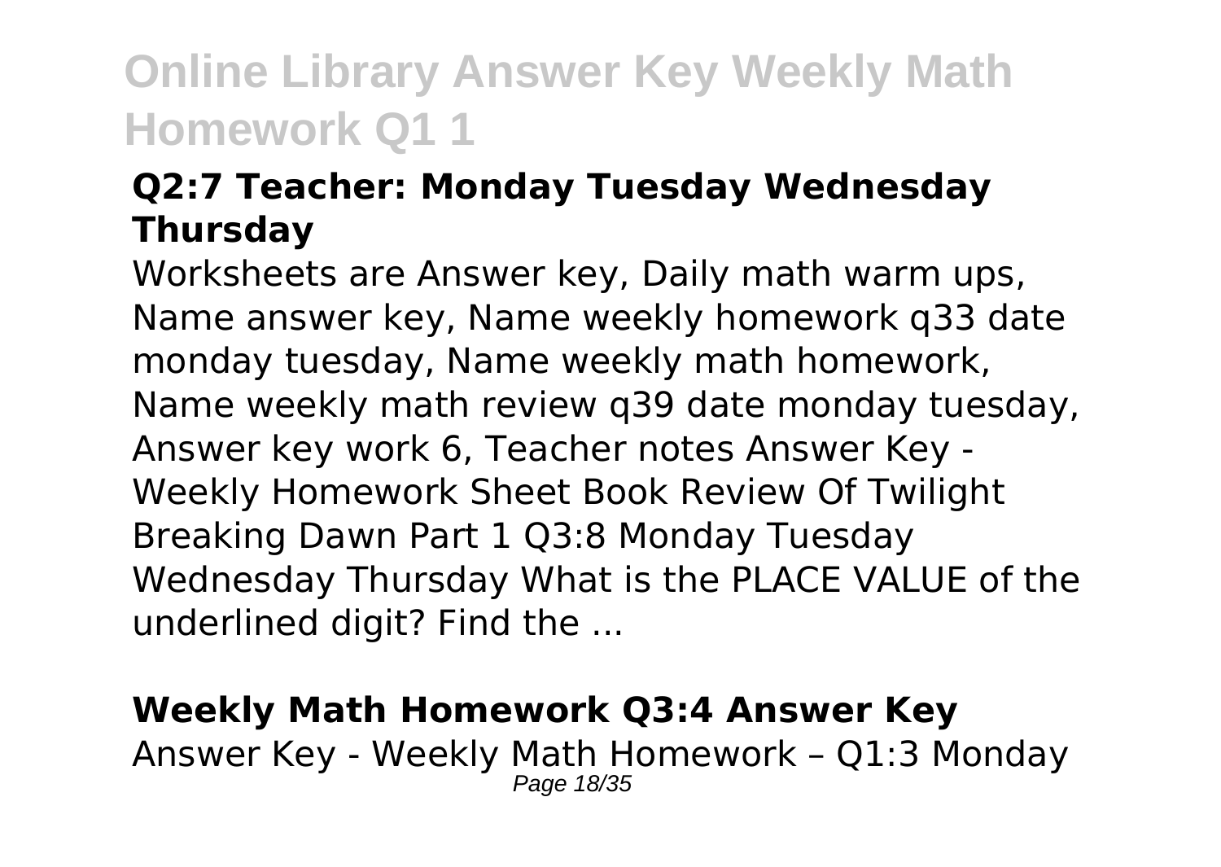### Q2:7 Teacher: Monday Tuesday Wednesday Thursday

Worksheets are Answer key, Daily math warm ups, Name answer key, Name weekly homework q33 date monday tuesday, Name weekly math homework, Name weekly math review q39 date monday tuesday, Answer key work 6, Teacher notes Answer Key - Weekly Homework Sheet Book Review Of Twilight Breaking Dawn Part 1 Q3:8 Monday Tuesday Wednesday Thursday What is the PLACE VALUE of the underlined digit? Find the ...

### Weekly Math Homework Q3:4 Answer Key

Answer Key - Weekly Math Homework – Q1:3 Monday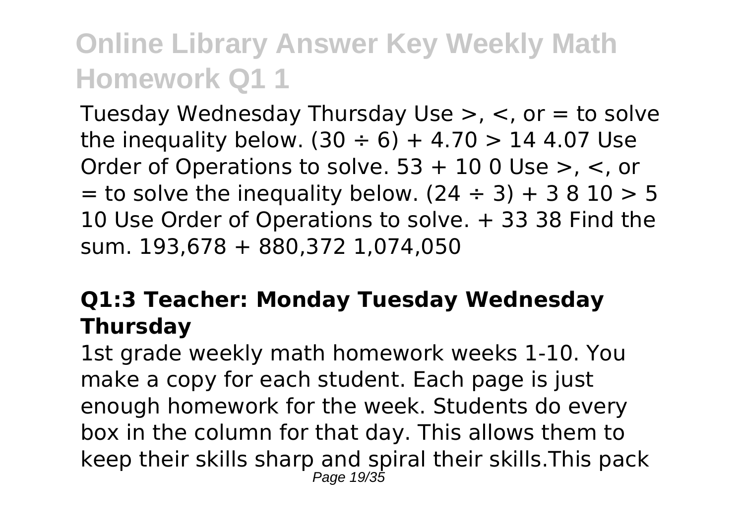Tuesday Wednesday Thursday Use >, <, or = to solve the inequality below. (30 ÷ 6) + 4.70 > 14 4.07 Use Order of Operations to solve. 53 + 10 0 Use >, <, or = to solve the inequality below. (24 ÷ 3) + 3 8 10 > 5 10 Use Order of Operations to solve. + 33 38 Find the sum. 193,678 + 880,372 1,074,050

### Q1:3 Teacher: Monday Tuesday Wednesday Thursday

1st grade weekly math homework weeks 1-10. You make a copy for each student. Each page is just enough homework for the week. Students do every box in the column for that day. This allows them to keep their skills sharp and spiral their skills.This pack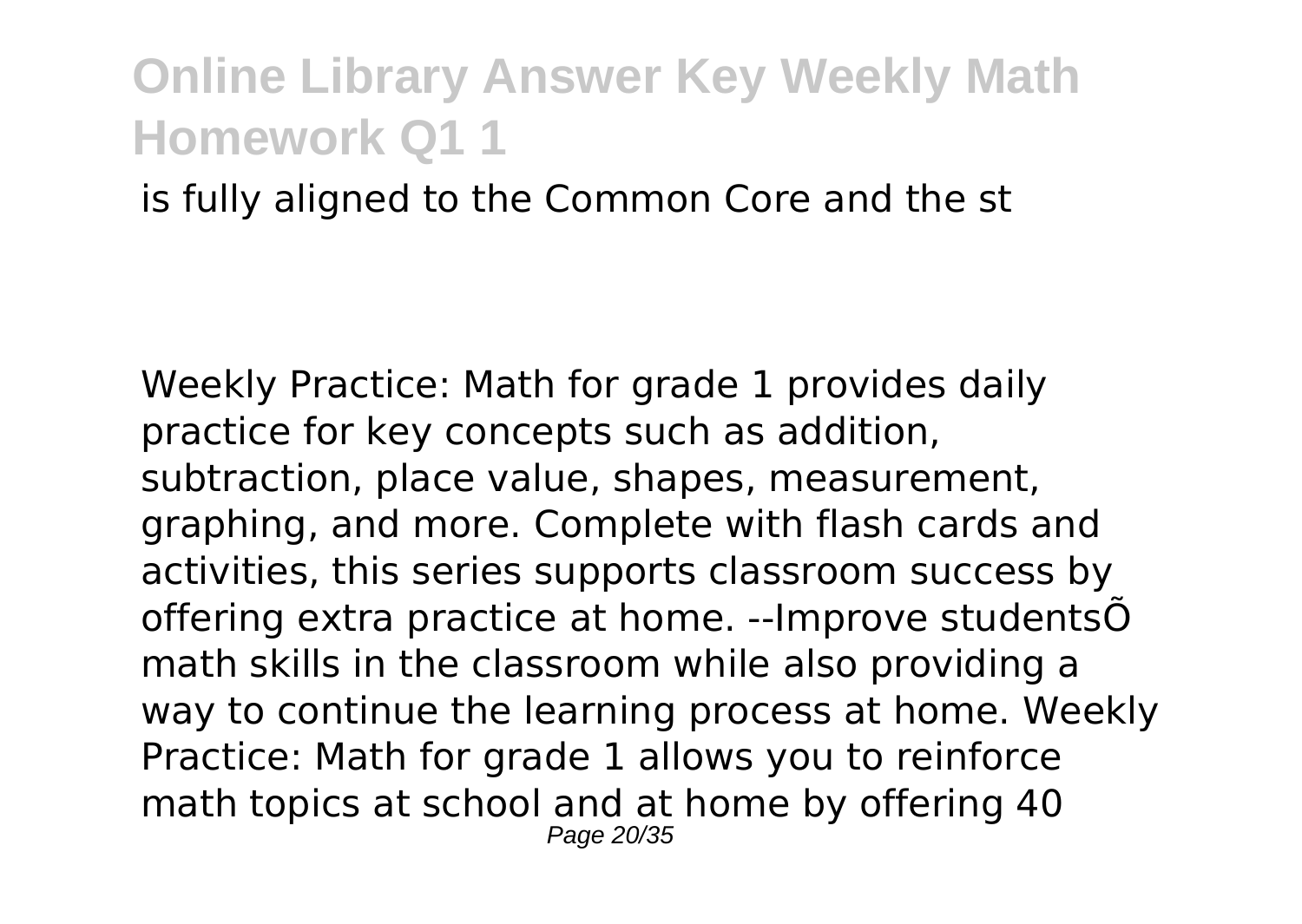is fully aligned to the Common Core and the st

Weekly Practice: Math for grade 1 provides daily practice for key concepts such as addition, subtraction, place value, shapes, measurement, graphing, and more. Complete with flash cards and activities, this series supports classroom success by offering extra practice at home. --Improve studentsÕ math skills in the classroom while also providing a way to continue the learning process at home. Weekly Practice: Math for grade 1 allows you to reinforce math topics at school and at home by offering 40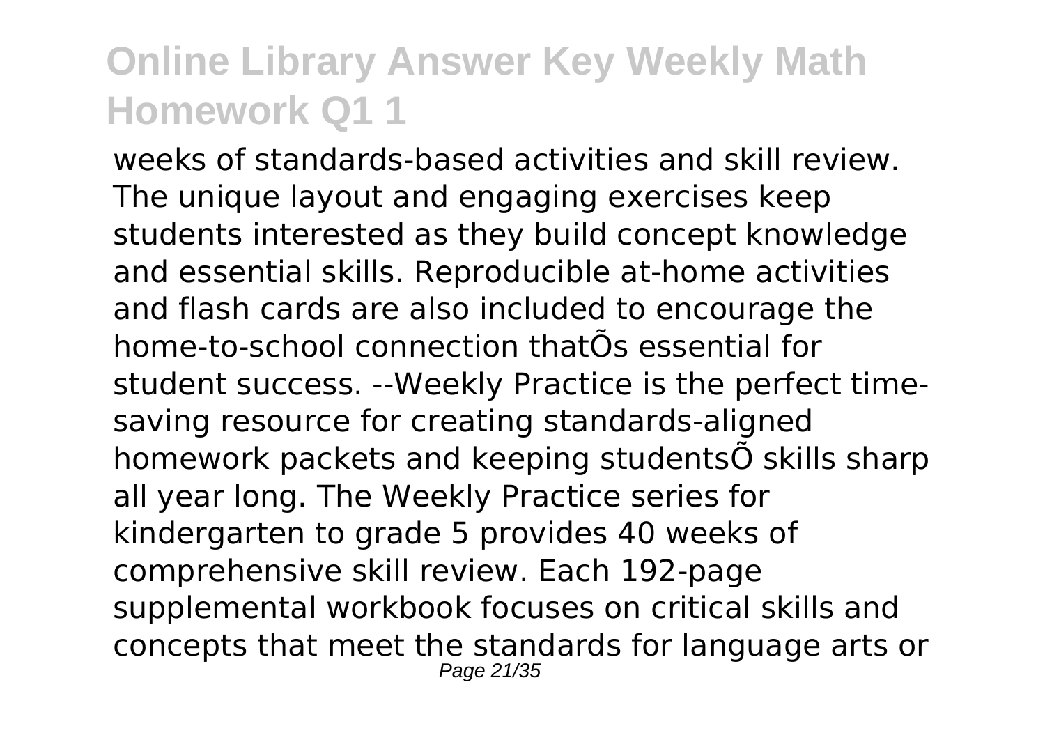weeks of standards-based activities and skill review. The unique layout and engaging exercises keep students interested as they build concept knowledge and essential skills. Reproducible at-home activities and flash cards are also included to encourage the home-to-school connection thatÕs essential for student success. --Weekly Practice is the perfect time-saving resource for creating standards-aligned homework packets and keeping studentsÕ skills sharp all year long. The Weekly Practice series for kindergarten to grade 5 provides 40 weeks of comprehensive skill review. Each 192-page supplemental workbook focuses on critical skills and concepts that meet the standards for language arts or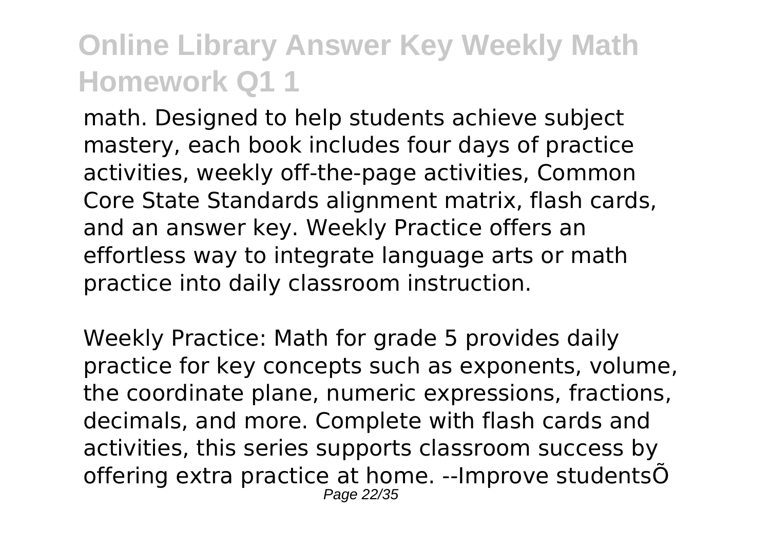math. Designed to help students achieve subject mastery, each book includes four days of practice activities, weekly off-the-page activities, Common Core State Standards alignment matrix, flash cards, and an answer key. Weekly Practice offers an effortless way to integrate language arts or math practice into daily classroom instruction.

Weekly Practice: Math for grade 5 provides daily practice for key concepts such as exponents, volume, the coordinate plane, numeric expressions, fractions, decimals, and more. Complete with flash cards and activities, this series supports classroom success by offering extra practice at home. --Improve studentsÕ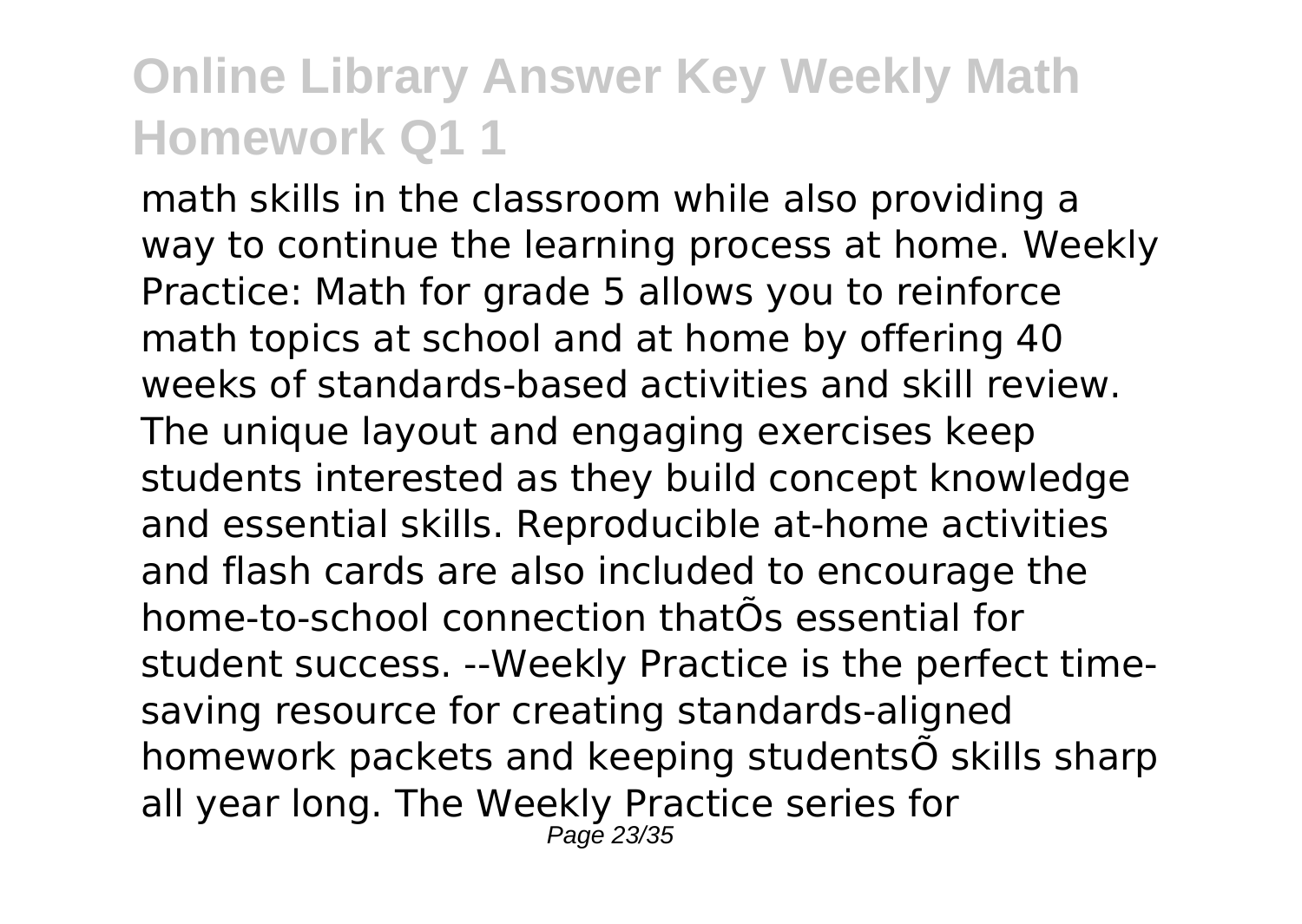math skills in the classroom while also providing a way to continue the learning process at home. Weekly Practice: Math for grade 5 allows you to reinforce math topics at school and at home by offering 40 weeks of standards-based activities and skill review. The unique layout and engaging exercises keep students interested as they build concept knowledge and essential skills. Reproducible at-home activities and flash cards are also included to encourage the home-to-school connection thatÕs essential for student success. --Weekly Practice is the perfect time-saving resource for creating standards-aligned homework packets and keeping studentsÕ skills sharp all year long. The Weekly Practice series for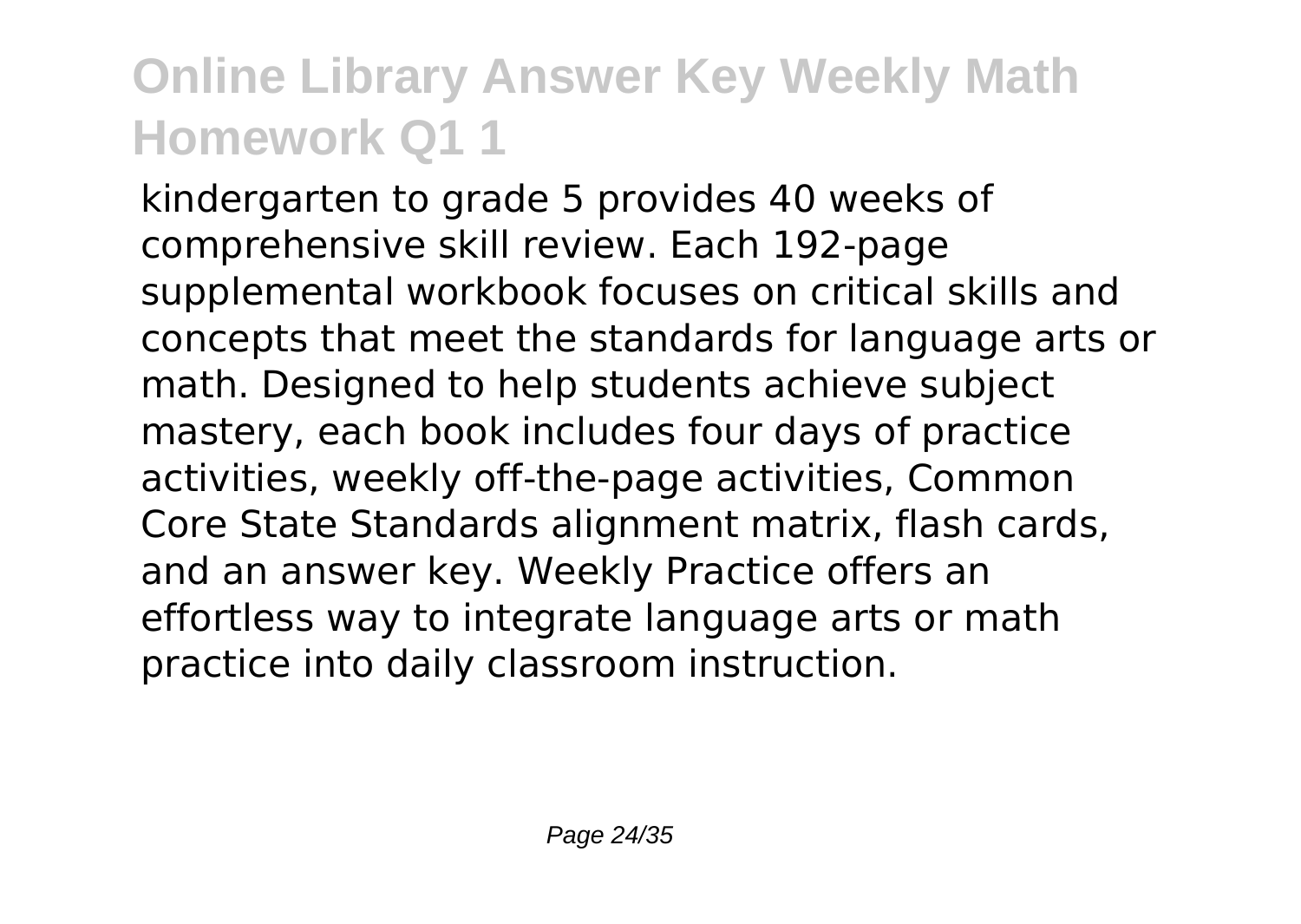kindergarten to grade 5 provides 40 weeks of comprehensive skill review. Each 192-page supplemental workbook focuses on critical skills and concepts that meet the standards for language arts or math. Designed to help students achieve subject mastery, each book includes four days of practice activities, weekly off-the-page activities, Common Core State Standards alignment matrix, flash cards, and an answer key. Weekly Practice offers an effortless way to integrate language arts or math practice into daily classroom instruction.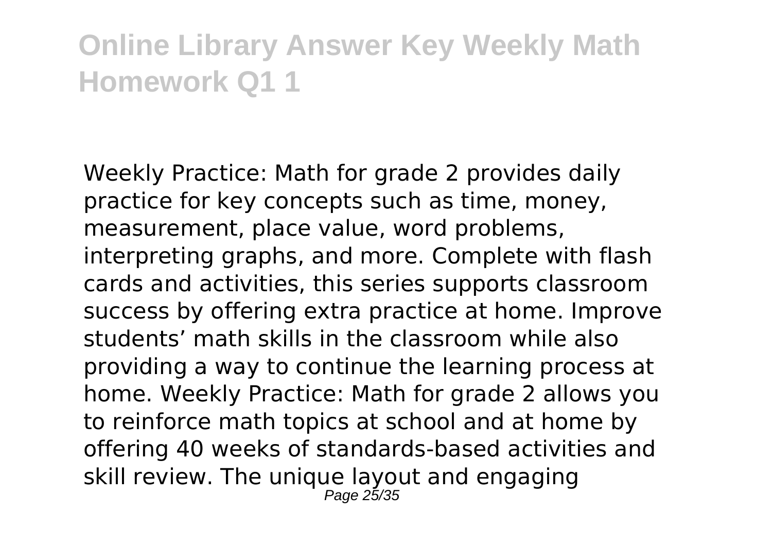Weekly Practice: Math for grade 2 provides daily practice for key concepts such as time, money, measurement, place value, word problems, interpreting graphs, and more. Complete with flash cards and activities, this series supports classroom success by offering extra practice at home. Improve students' math skills in the classroom while also providing a way to continue the learning process at home. Weekly Practice: Math for grade 2 allows you to reinforce math topics at school and at home by offering 40 weeks of standards-based activities and skill review. The unique layout and engaging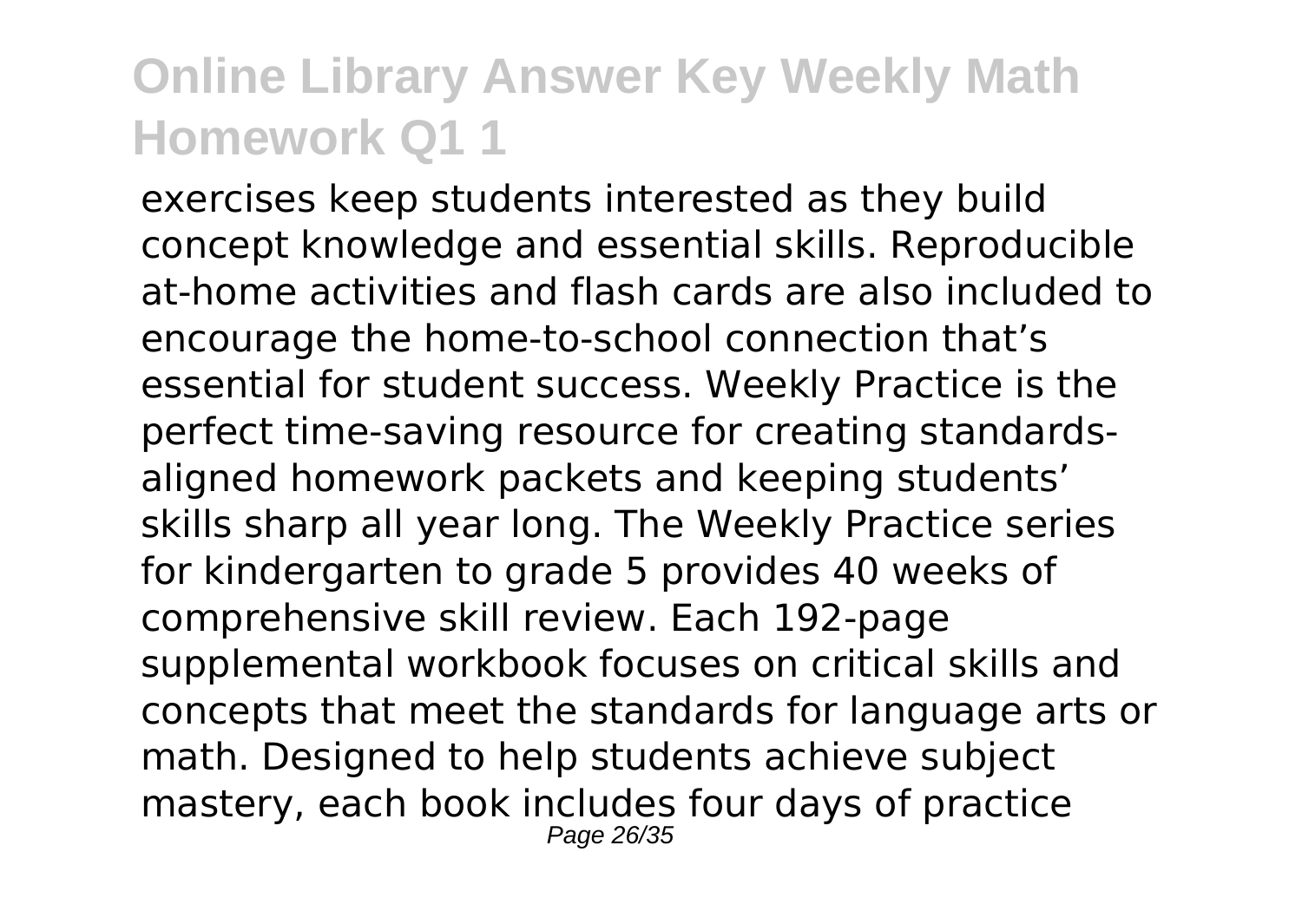exercises keep students interested as they build concept knowledge and essential skills. Reproducible at-home activities and flash cards are also included to encourage the home-to-school connection that's essential for student success. Weekly Practice is the perfect time-saving resource for creating standards-aligned homework packets and keeping students' skills sharp all year long. The Weekly Practice series for kindergarten to grade 5 provides 40 weeks of comprehensive skill review. Each 192-page supplemental workbook focuses on critical skills and concepts that meet the standards for language arts or math. Designed to help students achieve subject mastery, each book includes four days of practice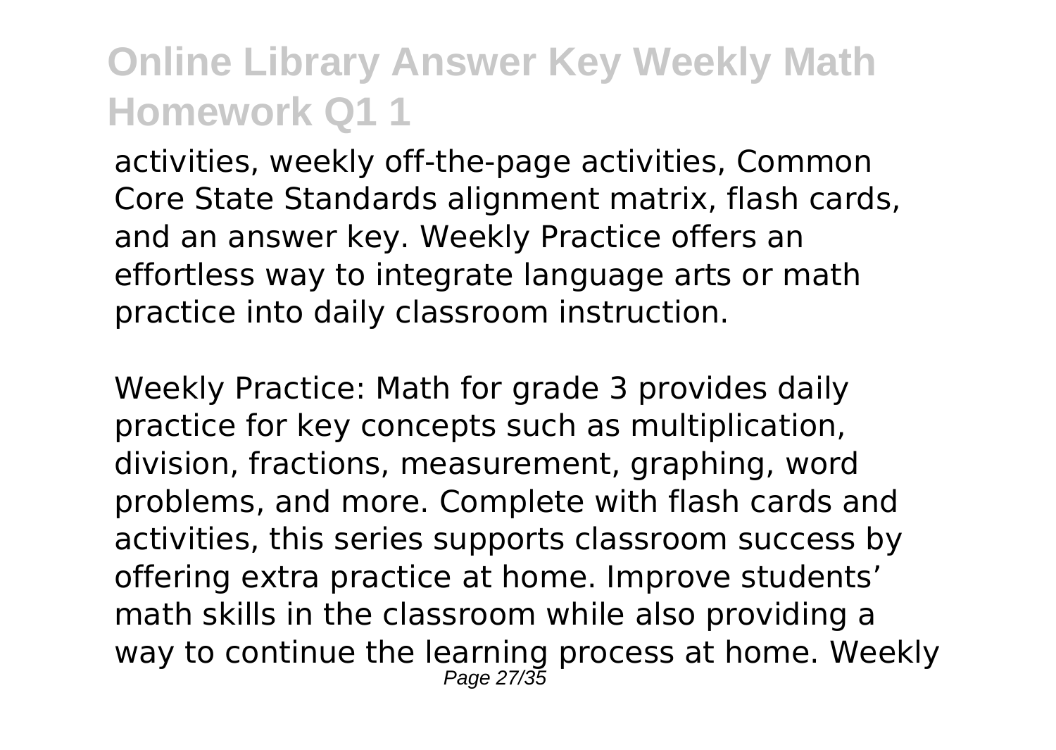activities, weekly off-the-page activities, Common Core State Standards alignment matrix, flash cards, and an answer key. Weekly Practice offers an effortless way to integrate language arts or math practice into daily classroom instruction.

Weekly Practice: Math for grade 3 provides daily practice for key concepts such as multiplication, division, fractions, measurement, graphing, word problems, and more. Complete with flash cards and activities, this series supports classroom success by offering extra practice at home. Improve students' math skills in the classroom while also providing a way to continue the learning process at home. Weekly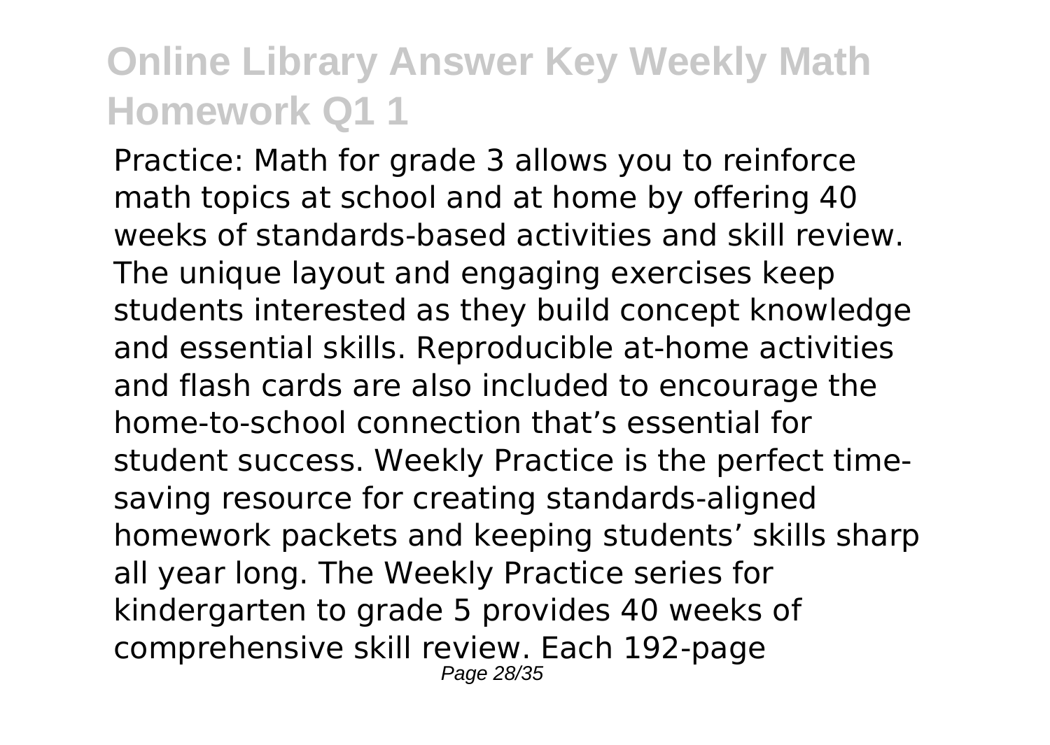Practice: Math for grade 3 allows you to reinforce math topics at school and at home by offering 40 weeks of standards-based activities and skill review. The unique layout and engaging exercises keep students interested as they build concept knowledge and essential skills. Reproducible at-home activities and flash cards are also included to encourage the home-to-school connection that's essential for student success. Weekly Practice is the perfect time-saving resource for creating standards-aligned homework packets and keeping students' skills sharp all year long. The Weekly Practice series for kindergarten to grade 5 provides 40 weeks of comprehensive skill review. Each 192-page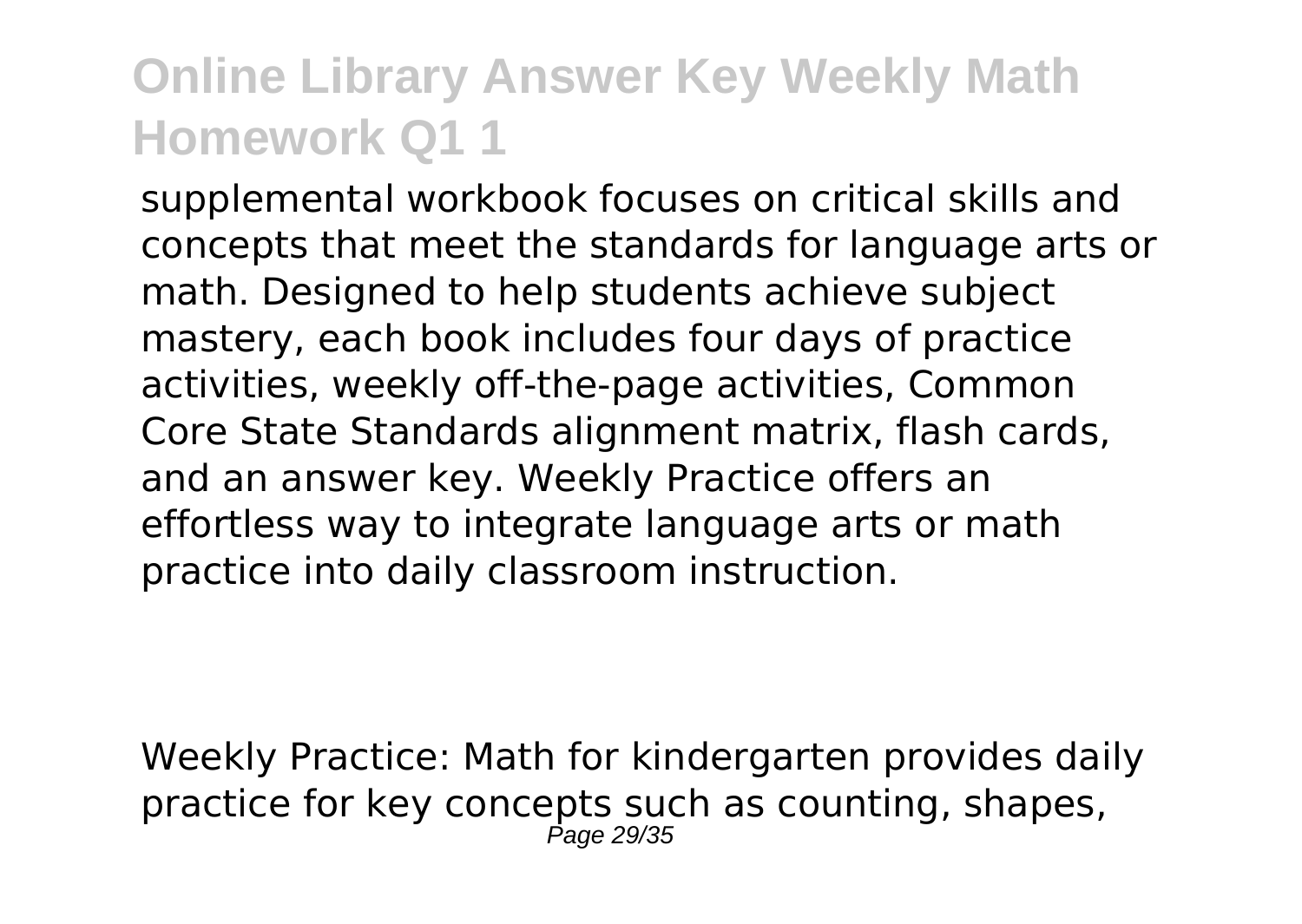supplemental workbook focuses on critical skills and concepts that meet the standards for language arts or math. Designed to help students achieve subject mastery, each book includes four days of practice activities, weekly off-the-page activities, Common Core State Standards alignment matrix, flash cards, and an answer key. Weekly Practice offers an effortless way to integrate language arts or math practice into daily classroom instruction.

Weekly Practice: Math for kindergarten provides daily practice for key concepts such as counting, shapes,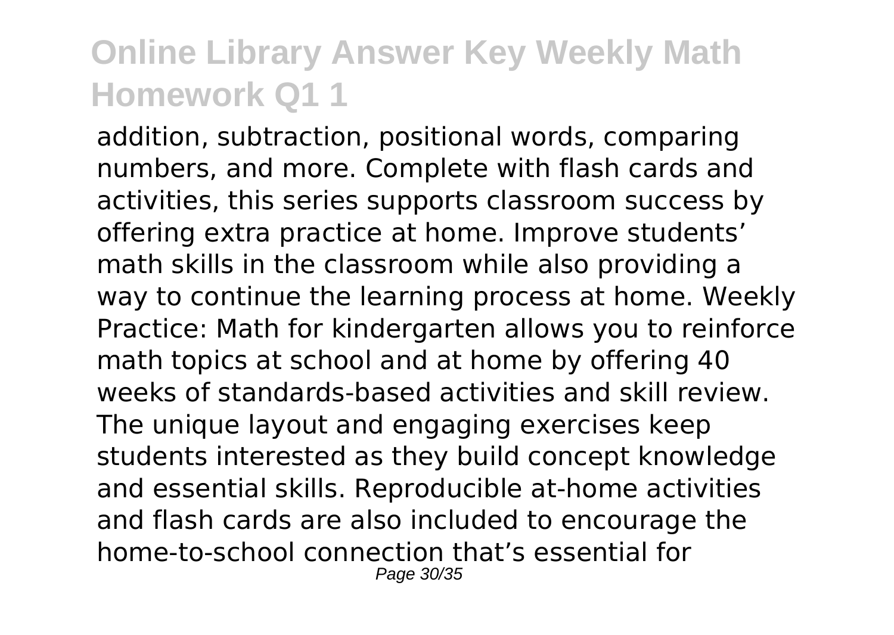addition, subtraction, positional words, comparing numbers, and more. Complete with flash cards and activities, this series supports classroom success by offering extra practice at home. Improve students' math skills in the classroom while also providing a way to continue the learning process at home. Weekly Practice: Math for kindergarten allows you to reinforce math topics at school and at home by offering 40 weeks of standards-based activities and skill review. The unique layout and engaging exercises keep students interested as they build concept knowledge and essential skills. Reproducible at-home activities and flash cards are also included to encourage the home-to-school connection that's essential for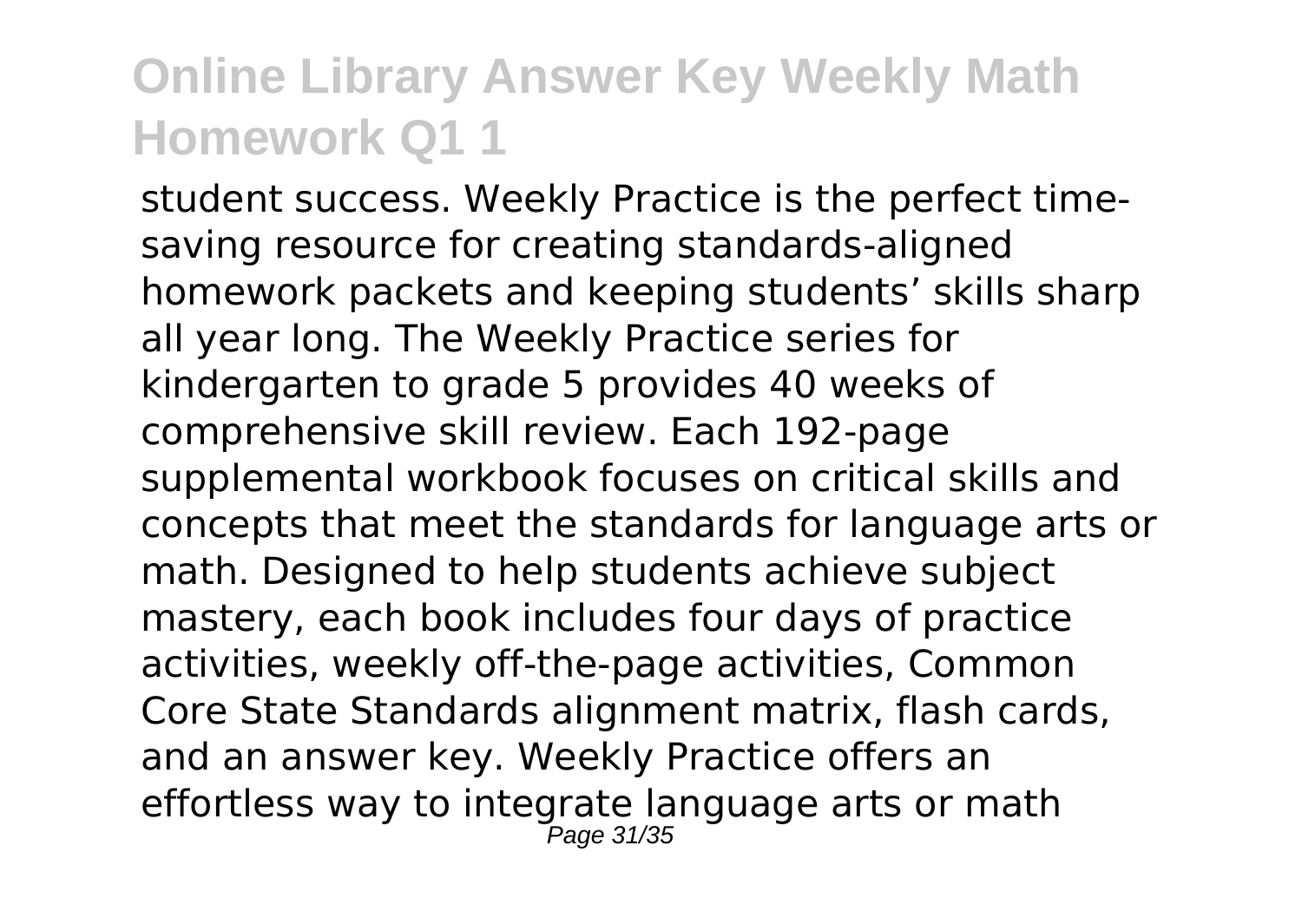student success. Weekly Practice is the perfect time-saving resource for creating standards-aligned homework packets and keeping students' skills sharp all year long. The Weekly Practice series for kindergarten to grade 5 provides 40 weeks of comprehensive skill review. Each 192-page supplemental workbook focuses on critical skills and concepts that meet the standards for language arts or math. Designed to help students achieve subject mastery, each book includes four days of practice activities, weekly off-the-page activities, Common Core State Standards alignment matrix, flash cards, and an answer key. Weekly Practice offers an effortless way to integrate language arts or math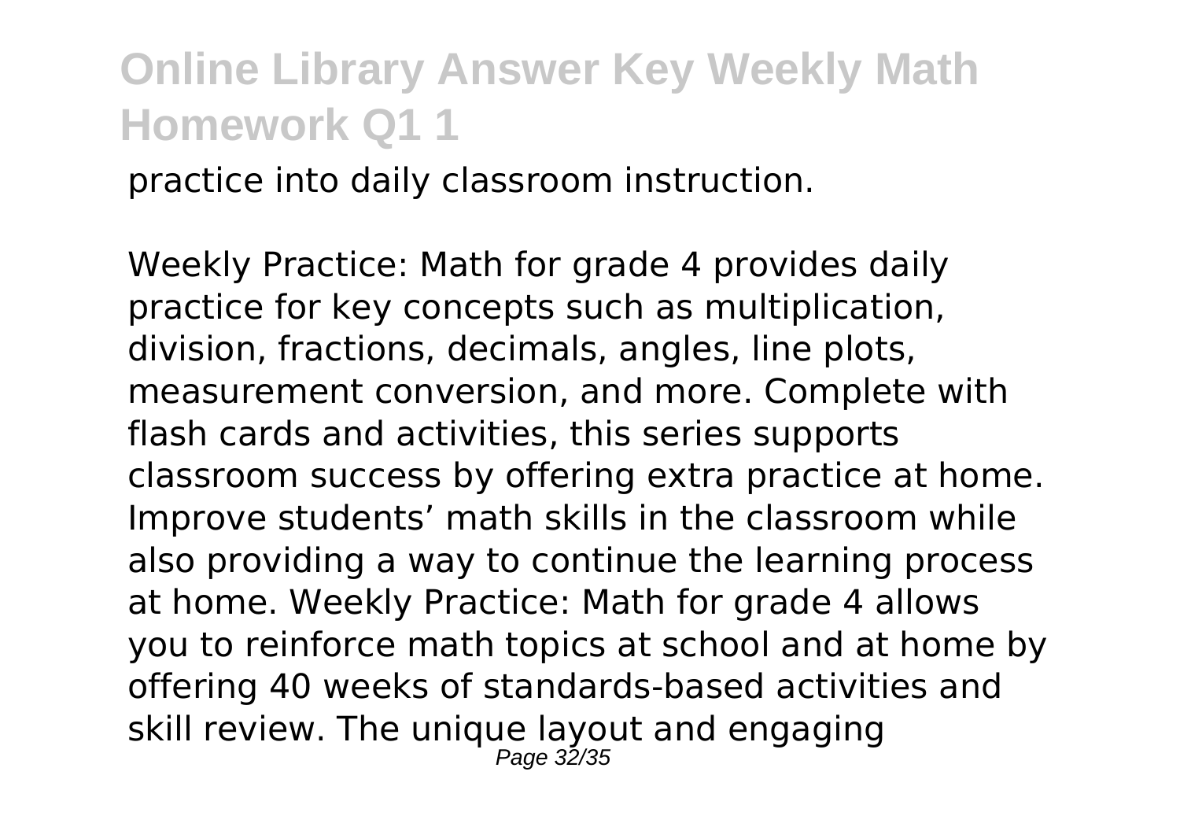practice into daily classroom instruction.

Weekly Practice: Math for grade 4 provides daily practice for key concepts such as multiplication, division, fractions, decimals, angles, line plots, measurement conversion, and more. Complete with flash cards and activities, this series supports classroom success by offering extra practice at home. Improve students' math skills in the classroom while also providing a way to continue the learning process at home. Weekly Practice: Math for grade 4 allows you to reinforce math topics at school and at home by offering 40 weeks of standards-based activities and skill review. The unique layout and engaging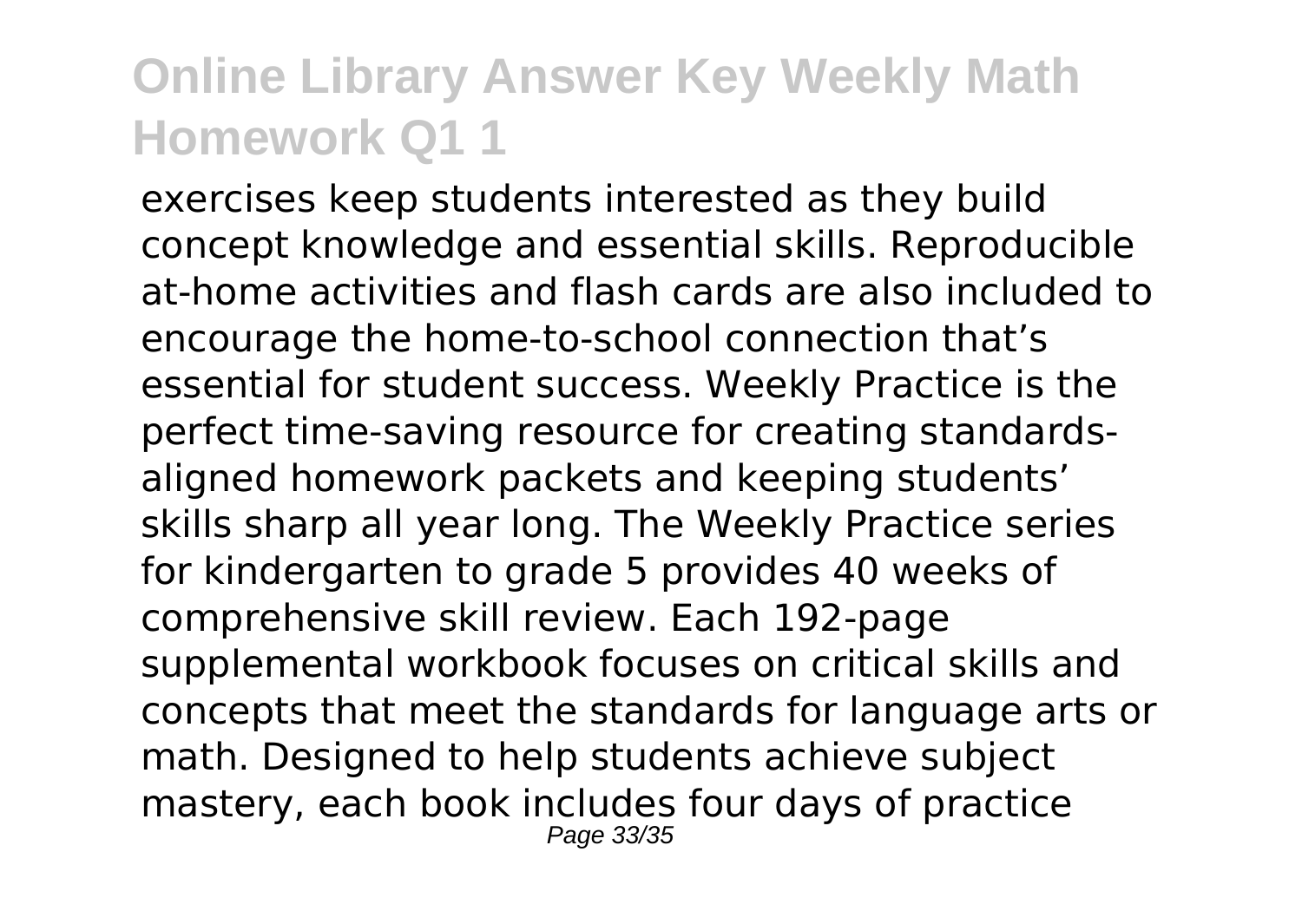exercises keep students interested as they build concept knowledge and essential skills. Reproducible at-home activities and flash cards are also included to encourage the home-to-school connection that's essential for student success. Weekly Practice is the perfect time-saving resource for creating standards-aligned homework packets and keeping students' skills sharp all year long. The Weekly Practice series for kindergarten to grade 5 provides 40 weeks of comprehensive skill review. Each 192-page supplemental workbook focuses on critical skills and concepts that meet the standards for language arts or math. Designed to help students achieve subject mastery, each book includes four days of practice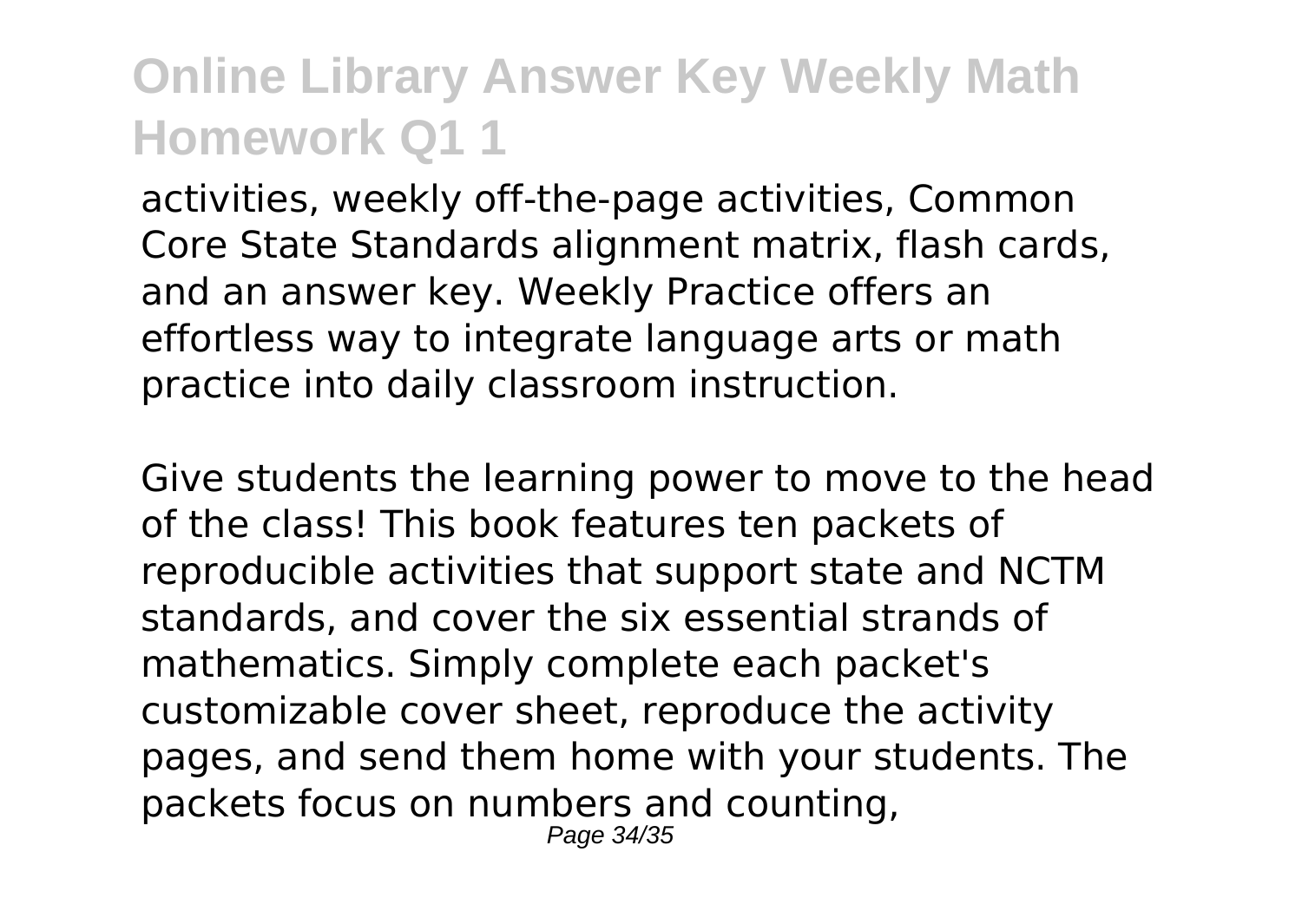activities, weekly off-the-page activities, Common Core State Standards alignment matrix, flash cards, and an answer key. Weekly Practice offers an effortless way to integrate language arts or math practice into daily classroom instruction.

Give students the learning power to move to the head of the class! This book features ten packets of reproducible activities that support state and NCTM standards, and cover the six essential strands of mathematics. Simply complete each packet's customizable cover sheet, reproduce the activity pages, and send them home with your students. The packets focus on numbers and counting,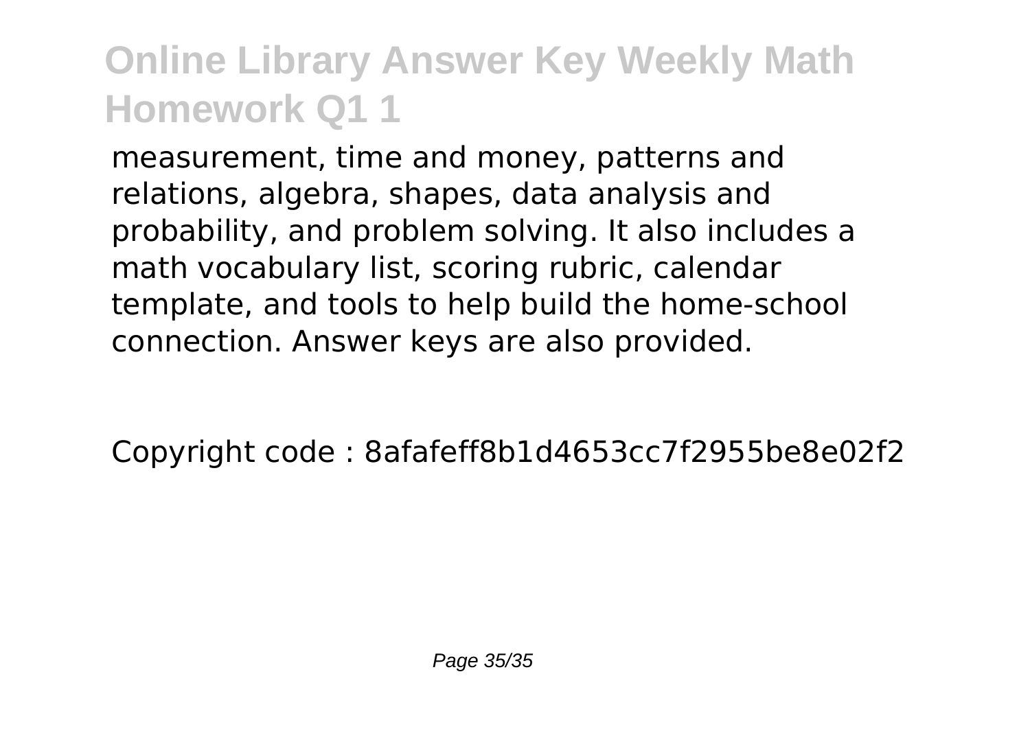measurement, time and money, patterns and relations, algebra, shapes, data analysis and probability, and problem solving. It also includes a math vocabulary list, scoring rubric, calendar template, and tools to help build the home-school connection. Answer keys are also provided.

Copyright code : 8afafeff8b1d4653cc7f2955be8e02f2